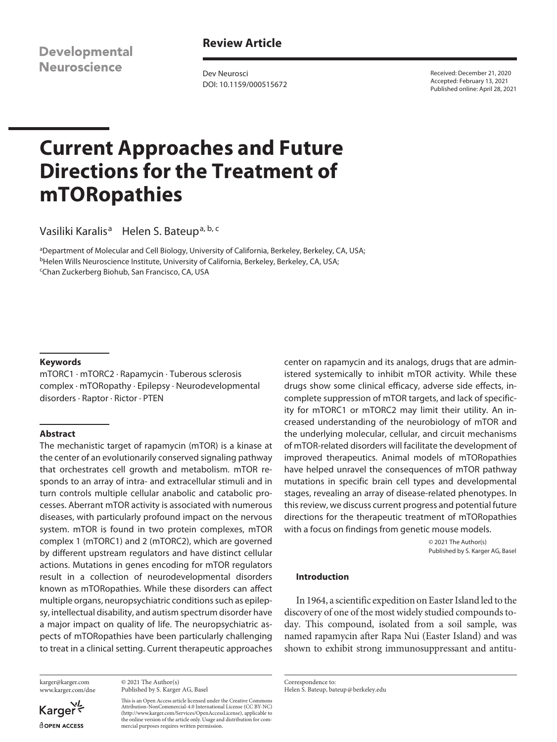Developmental Neuroscience

**Review Article**

Dev Neurosci
DOI: 10.1159/000515672

Received: December 21, 2020
Accepted: February 13, 2021
Published online: April 28, 2021

# Current Approaches and Future Directions for the Treatment of mTORopathies

Vasiliki Karalis[a] Helen S. Bateup[a, b, c]

[a]Department of Molecular and Cell Biology, University of California, Berkeley, Berkeley, CA, USA;
[b]Helen Wills Neuroscience Institute, University of California, Berkeley, Berkeley, CA, USA;
[c]Chan Zuckerberg Biohub, San Francisco, CA, USA

### Keywords

mTORC1 · mTORC2 · Rapamycin · Tuberous sclerosis complex · mTORopathy · Epilepsy · Neurodevelopmental disorders · Raptor · Rictor · PTEN

### Abstract

The mechanistic target of rapamycin (mTOR) is a kinase at the center of an evolutionarily conserved signaling pathway that orchestrates cell growth and metabolism. mTOR responds to an array of intra- and extracellular stimuli and in turn controls multiple cellular anabolic and catabolic processes. Aberrant mTOR activity is associated with numerous diseases, with particularly profound impact on the nervous system. mTOR is found in two protein complexes, mTOR complex 1 (mTORC1) and 2 (mTORC2), which are governed by different upstream regulators and have distinct cellular actions. Mutations in genes encoding for mTOR regulators result in a collection of neurodevelopmental disorders known as mTORopathies. While these disorders can affect multiple organs, neuropsychiatric conditions such as epilepsy, intellectual disability, and autism spectrum disorder have a major impact on quality of life. The neuropsychiatric aspects of mTORopathies have been particularly challenging to treat in a clinical setting. Current therapeutic approaches center on rapamycin and its analogs, drugs that are administered systemically to inhibit mTOR activity. While these drugs show some clinical efficacy, adverse side effects, incomplete suppression of mTOR targets, and lack of specificity for mTORC1 or mTORC2 may limit their utility. An increased understanding of the neurobiology of mTOR and the underlying molecular, cellular, and circuit mechanisms of mTOR-related disorders will facilitate the development of improved therapeutics. Animal models of mTORopathies have helped unravel the consequences of mTOR pathway mutations in specific brain cell types and developmental stages, revealing an array of disease-related phenotypes. In this review, we discuss current progress and potential future directions for the therapeutic treatment of mTORopathies with a focus on findings from genetic mouse models.

© 2021 The Author(s)
Published by S. Karger AG, Basel

### Introduction

In 1964, a scientific expedition on Easter Island led to the discovery of one of the most widely studied compounds today. This compound, isolated from a soil sample, was named rapamycin after Rapa Nui (Easter Island) and was shown to exhibit strong immunosuppressant and antitu-

karger@karger.com
www.karger.com/dne

© 2021 The Author(s)
Published by S. Karger AG, Basel

This is an Open Access article licensed under the Creative Commons Attribution-NonCommercial-4.0 International License (CC BY-NC) (http://www.karger.com/Services/OpenAccessLicense), applicable to the online version of the article only. Usage and distribution for commercial purposes requires written permission.

Correspondence to:
Helen S. Bateup, bateup@berkeley.edu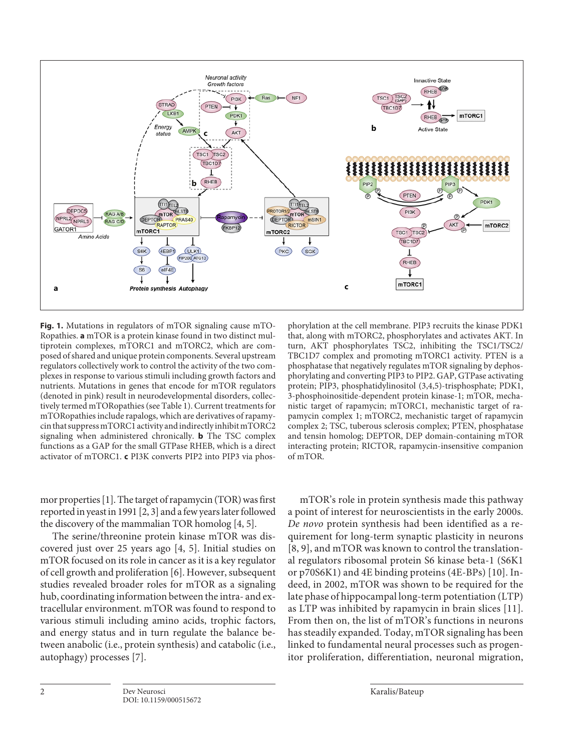**Fig. 1.** Mutations in regulators of mTOR signaling cause mTORopathies. **a** mTOR is a protein kinase found in two distinct multiprotein complexes, mTORC1 and mTORC2, which are composed of shared and unique protein components. Several upstream regulators collectively work to control the activity of the two complexes in response to various stimuli including growth factors and nutrients. Mutations in genes that encode for mTOR regulators (denoted in pink) result in neurodevelopmental disorders, collectively termed mTORopathies (see Table 1). Current treatments for mTORopathies include rapalogs, which are derivatives of rapamycin that suppress mTORC1 activity and indirectly inhibit mTORC2 signaling when administered chronically. **b** The TSC complex functions as a GAP for the small GTPase RHEB, which is a direct activator of mTORC1. **c** PI3K converts PIP2 into PIP3 via phosphorylation at the cell membrane. PIP3 recruits the kinase PDK1 that, along with mTORC2, phosphorylates and activates AKT. In turn, AKT phosphorylates TSC2, inhibiting the TSC1/TSC2/TBC1D7 complex and promoting mTORC1 activity. PTEN is a phosphatase that negatively regulates mTOR signaling by dephosphorylating and converting PIP3 to PIP2. GAP, GTPase activating protein; PIP3, phosphatidylinositol (3,4,5)-trisphosphate; PDK1, 3-phosphoinositide-dependent protein kinase-1; mTOR, mechanistic target of rapamycin; mTORC1, mechanistic target of rapamycin complex 1; mTORC2, mechanistic target of rapamycin complex 2; TSC, tuberous sclerosis complex; PTEN, phosphatase and tensin homolog; DEPTOR, DEP domain-containing mTOR interacting protein; RICTOR, rapamycin-insensitive companion of mTOR.

mor properties [1]. The target of rapamycin (TOR) was first reported in yeast in 1991 [2, 3] and a few years later followed the discovery of the mammalian TOR homolog [4, 5].

The serine/threonine protein kinase mTOR was discovered just over 25 years ago [4, 5]. Initial studies on mTOR focused on its role in cancer as it is a key regulator of cell growth and proliferation [6]. However, subsequent studies revealed broader roles for mTOR as a signaling hub, coordinating information between the intra- and extracellular environment. mTOR was found to respond to various stimuli including amino acids, trophic factors, and energy status and in turn regulate the balance between anabolic (i.e., protein synthesis) and catabolic (i.e., autophagy) processes [7].

mTOR's role in protein synthesis made this pathway a point of interest for neuroscientists in the early 2000s. *De novo* protein synthesis had been identified as a requirement for long-term synaptic plasticity in neurons [8, 9], and mTOR was known to control the translational regulators ribosomal protein S6 kinase beta-1 (S6K1 or p70S6K1) and 4E binding proteins (4E-BPs) [10]. Indeed, in 2002, mTOR was shown to be required for the late phase of hippocampal long-term potentiation (LTP) as LTP was inhibited by rapamycin in brain slices [11]. From then on, the list of mTOR's functions in neurons has steadily expanded. Today, mTOR signaling has been linked to fundamental neural processes such as progenitor proliferation, differentiation, neuronal migration,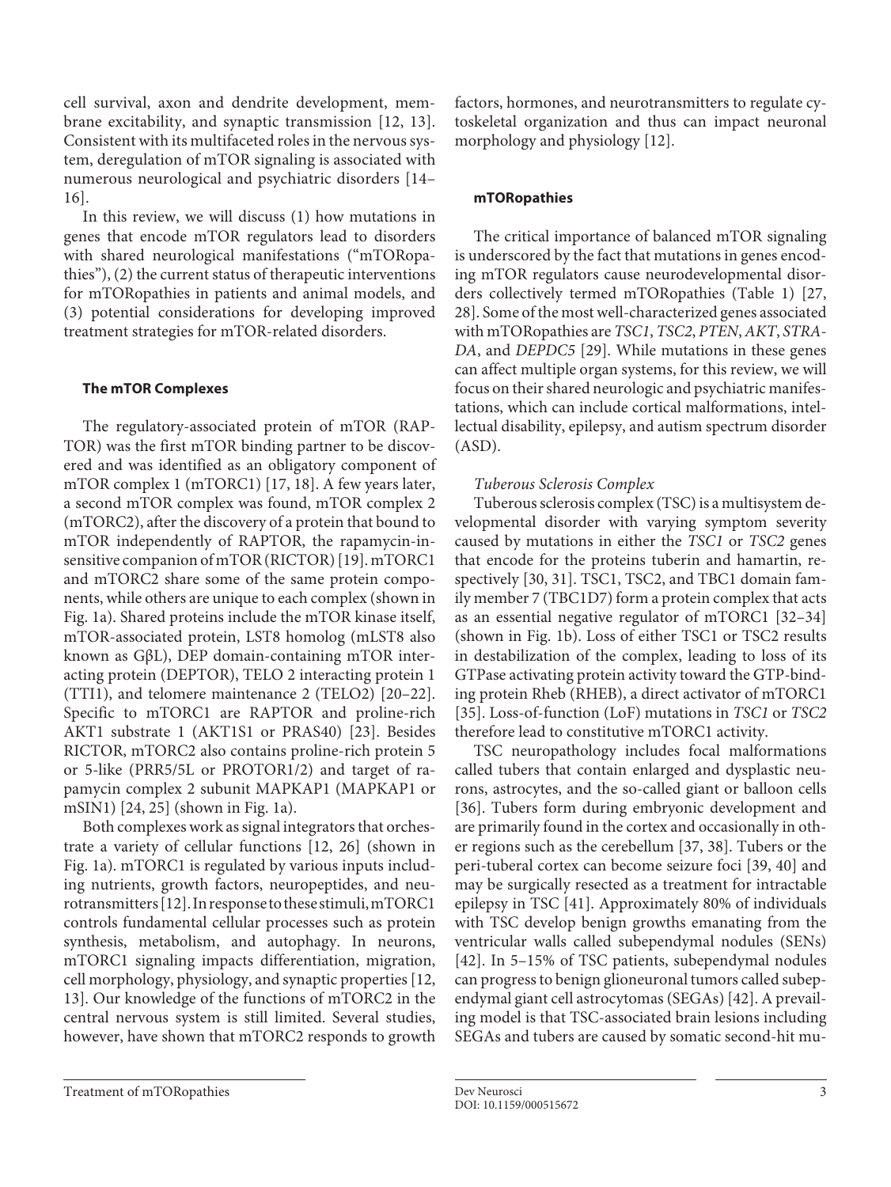cell survival, axon and dendrite development, membrane excitability, and synaptic transmission [12, 13]. Consistent with its multifaceted roles in the nervous system, deregulation of mTOR signaling is associated with numerous neurological and psychiatric disorders [14–16].

In this review, we will discuss (1) how mutations in genes that encode mTOR regulators lead to disorders with shared neurological manifestations ("mTORopathies"), (2) the current status of therapeutic interventions for mTORopathies in patients and animal models, and (3) potential considerations for developing improved treatment strategies for mTOR-related disorders.

## The mTOR Complexes

The regulatory-associated protein of mTOR (RAPTOR) was the first mTOR binding partner to be discovered and was identified as an obligatory component of mTOR complex 1 (mTORC1) [17, 18]. A few years later, a second mTOR complex was found, mTOR complex 2 (mTORC2), after the discovery of a protein that bound to mTOR independently of RAPTOR, the rapamycin-insensitive companion of mTOR (RICTOR) [19]. mTORC1 and mTORC2 share some of the same protein components, while others are unique to each complex (shown in Fig. 1a). Shared proteins include the mTOR kinase itself, mTOR-associated protein, LST8 homolog (mLST8 also known as GβL), DEP domain-containing mTOR interacting protein (DEPTOR), TELO 2 interacting protein 1 (TTI1), and telomere maintenance 2 (TELO2) [20–22]. Specific to mTORC1 are RAPTOR and proline-rich AKT1 substrate 1 (AKT1S1 or PRAS40) [23]. Besides RICTOR, mTORC2 also contains proline-rich protein 5 or 5-like (PRR5/5L or PROTOR1/2) and target of rapamycin complex 2 subunit MAPKAP1 (MAPKAP1 or mSIN1) [24, 25] (shown in Fig. 1a).

Both complexes work as signal integrators that orchestrate a variety of cellular functions [12, 26] (shown in Fig. 1a). mTORC1 is regulated by various inputs including nutrients, growth factors, neuropeptides, and neurotransmitters [12]. In response to these stimuli, mTORC1 controls fundamental cellular processes such as protein synthesis, metabolism, and autophagy. In neurons, mTORC1 signaling impacts differentiation, migration, cell morphology, physiology, and synaptic properties [12, 13]. Our knowledge of the functions of mTORC2 in the central nervous system is still limited. Several studies, however, have shown that mTORC2 responds to growth factors, hormones, and neurotransmitters to regulate cytoskeletal organization and thus can impact neuronal morphology and physiology [12].

## mTORopathies

The critical importance of balanced mTOR signaling is underscored by the fact that mutations in genes encoding mTOR regulators cause neurodevelopmental disorders collectively termed mTORopathies (Table 1) [27, 28]. Some of the most well-characterized genes associated with mTORopathies are *TSC1*, *TSC2*, *PTEN*, *AKT*, *STRADA*, and *DEPDC5* [29]. While mutations in these genes can affect multiple organ systems, for this review, we will focus on their shared neurologic and psychiatric manifestations, which can include cortical malformations, intellectual disability, epilepsy, and autism spectrum disorder (ASD).

### *Tuberous Sclerosis Complex*

Tuberous sclerosis complex (TSC) is a multisystem developmental disorder with varying symptom severity caused by mutations in either the *TSC1* or *TSC2* genes that encode for the proteins tuberin and hamartin, respectively [30, 31]. TSC1, TSC2, and TBC1 domain family member 7 (TBC1D7) form a protein complex that acts as an essential negative regulator of mTORC1 [32–34] (shown in Fig. 1b). Loss of either TSC1 or TSC2 results in destabilization of the complex, leading to loss of its GTPase activating protein activity toward the GTP-binding protein Rheb (RHEB), a direct activator of mTORC1 [35]. Loss-of-function (LoF) mutations in *TSC1* or *TSC2* therefore lead to constitutive mTORC1 activity.

TSC neuropathology includes focal malformations called tubers that contain enlarged and dysplastic neurons, astrocytes, and the so-called giant or balloon cells [36]. Tubers form during embryonic development and are primarily found in the cortex and occasionally in other regions such as the cerebellum [37, 38]. Tubers or the peri-tuberal cortex can become seizure foci [39, 40] and may be surgically resected as a treatment for intractable epilepsy in TSC [41]. Approximately 80% of individuals with TSC develop benign growths emanating from the ventricular walls called subependymal nodules (SENs) [42]. In 5–15% of TSC patients, subependymal nodules can progress to benign glioneuronal tumors called subependymal giant cell astrocytomas (SEGAs) [42]. A prevailing model is that TSC-associated brain lesions including SEGAs and tubers are caused by somatic second-hit mu-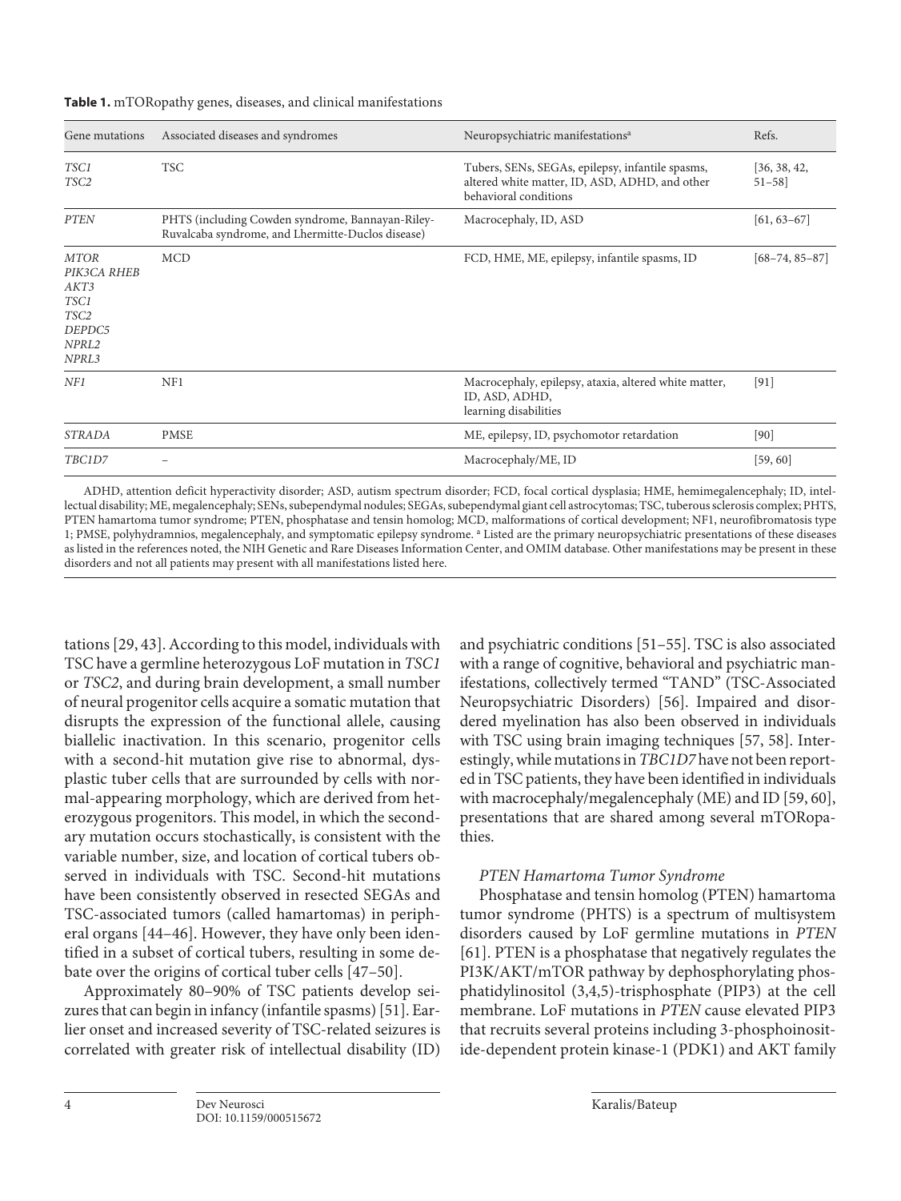**Table 1.** mTORopathy genes, diseases, and clinical manifestations

| Gene mutations | Associated diseases and syndromes | Neuropsychiatric manifestations[a] | Refs. |
|---|---|---|---|
| *TSC1*<br>*TSC2* | TSC | Tubers, SENs, SEGAs, epilepsy, infantile spasms, altered white matter, ID, ASD, ADHD, and other behavioral conditions | [36, 38, 42, 51–58] |
| *PTEN* | PHTS (including Cowden syndrome, Bannayan-Riley-Ruvalcaba syndrome, and Lhermitte-Duclos disease) | Macrocephaly, ID, ASD | [61, 63–67] |
| *MTOR*<br>*PIK3CA RHEB*<br>*AKT3*<br>*TSC1*<br>*TSC2*<br>*DEPDC5*<br>*NPRL2*<br>*NPRL3* | MCD | FCD, HME, ME, epilepsy, infantile spasms, ID | [68–74, 85–87] |
| *NF1* | NF1 | Macrocephaly, epilepsy, ataxia, altered white matter, ID, ASD, ADHD, learning disabilities | [91] |
| *STRADA* | PMSE | ME, epilepsy, ID, psychomotor retardation | [90] |
| *TBC1D7* | – | Macrocephaly/ME, ID | [59, 60] |

ADHD, attention deficit hyperactivity disorder; ASD, autism spectrum disorder; FCD, focal cortical dysplasia; HME, hemimegalencephaly; ID, intellectual disability; ME, megalencephaly; SENs, subependymal nodules; SEGAs, subependymal giant cell astrocytomas; TSC, tuberous sclerosis complex; PHTS, PTEN hamartoma tumor syndrome; PTEN, phosphatase and tensin homolog; MCD, malformations of cortical development; NF1, neurofibromatosis type 1; PMSE, polyhydramnios, megalencephaly, and symptomatic epilepsy syndrome. [a] Listed are the primary neuropsychiatric presentations of these diseases as listed in the references noted, the NIH Genetic and Rare Diseases Information Center, and OMIM database. Other manifestations may be present in these disorders and not all patients may present with all manifestations listed here.

tations [29, 43]. According to this model, individuals with TSC have a germline heterozygous LoF mutation in *TSC1* or *TSC2*, and during brain development, a small number of neural progenitor cells acquire a somatic mutation that disrupts the expression of the functional allele, causing biallelic inactivation. In this scenario, progenitor cells with a second-hit mutation give rise to abnormal, dysplastic tuber cells that are surrounded by cells with normal-appearing morphology, which are derived from heterozygous progenitors. This model, in which the secondary mutation occurs stochastically, is consistent with the variable number, size, and location of cortical tubers observed in individuals with TSC. Second-hit mutations have been consistently observed in resected SEGAs and TSC-associated tumors (called hamartomas) in peripheral organs [44–46]. However, they have only been identified in a subset of cortical tubers, resulting in some debate over the origins of cortical tuber cells [47–50].

Approximately 80–90% of TSC patients develop seizures that can begin in infancy (infantile spasms) [51]. Earlier onset and increased severity of TSC-related seizures is correlated with greater risk of intellectual disability (ID) and psychiatric conditions [51–55]. TSC is also associated with a range of cognitive, behavioral and psychiatric manifestations, collectively termed "TAND" (TSC-Associated Neuropsychiatric Disorders) [56]. Impaired and disordered myelination has also been observed in individuals with TSC using brain imaging techniques [57, 58]. Interestingly, while mutations in *TBC1D7* have not been reported in TSC patients, they have been identified in individuals with macrocephaly/megalencephaly (ME) and ID [59, 60], presentations that are shared among several mTORopathies.

### *PTEN Hamartoma Tumor Syndrome*

Phosphatase and tensin homolog (PTEN) hamartoma tumor syndrome (PHTS) is a spectrum of multisystem disorders caused by LoF germline mutations in *PTEN* [61]. PTEN is a phosphatase that negatively regulates the PI3K/AKT/mTOR pathway by dephosphorylating phosphatidylinositol (3,4,5)-trisphosphate (PIP3) at the cell membrane. LoF mutations in *PTEN* cause elevated PIP3 that recruits several proteins including 3-phosphoinositide-dependent protein kinase-1 (PDK1) and AKT family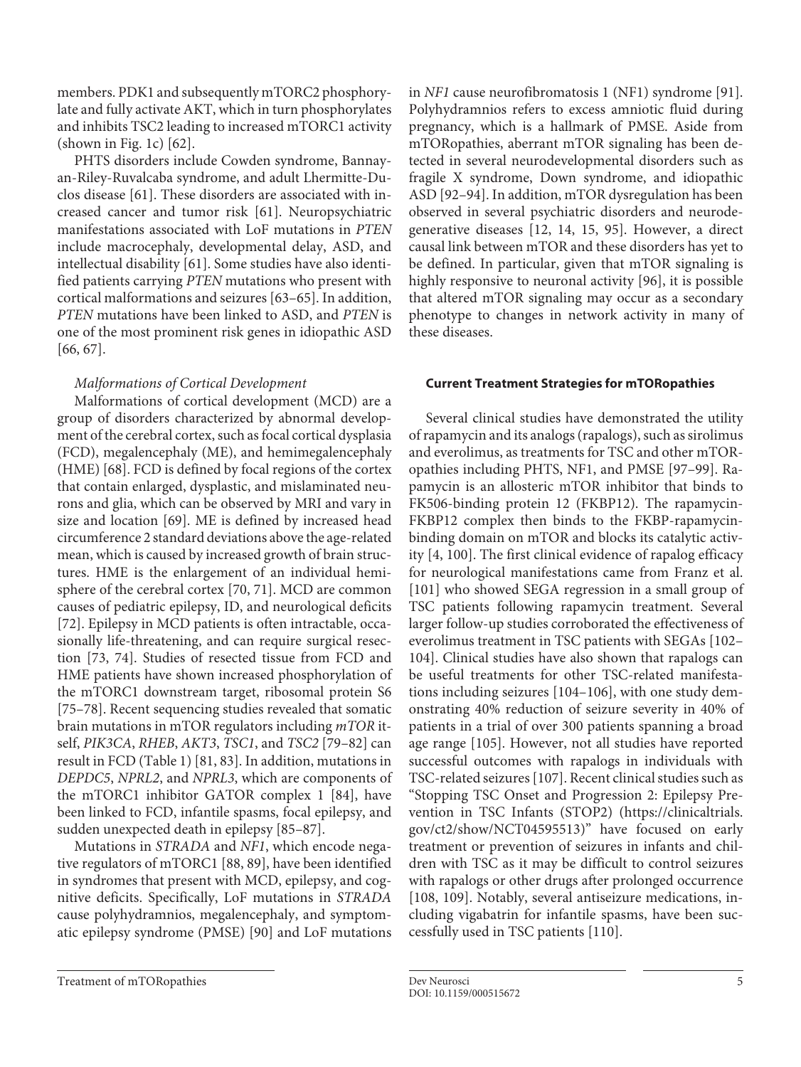members. PDK1 and subsequently mTORC2 phosphorylate and fully activate AKT, which in turn phosphorylates and inhibits TSC2 leading to increased mTORC1 activity (shown in Fig. 1c) [62].

PHTS disorders include Cowden syndrome, Bannayan-Riley-Ruvalcaba syndrome, and adult Lhermitte-Duclos disease [61]. These disorders are associated with increased cancer and tumor risk [61]. Neuropsychiatric manifestations associated with LoF mutations in *PTEN* include macrocephaly, developmental delay, ASD, and intellectual disability [61]. Some studies have also identified patients carrying *PTEN* mutations who present with cortical malformations and seizures [63–65]. In addition, *PTEN* mutations have been linked to ASD, and *PTEN* is one of the most prominent risk genes in idiopathic ASD [66, 67].

### *Malformations of Cortical Development*

Malformations of cortical development (MCD) are a group of disorders characterized by abnormal development of the cerebral cortex, such as focal cortical dysplasia (FCD), megalencephaly (ME), and hemimegalencephaly (HME) [68]. FCD is defined by focal regions of the cortex that contain enlarged, dysplastic, and mislaminated neurons and glia, which can be observed by MRI and vary in size and location [69]. ME is defined by increased head circumference 2 standard deviations above the age-related mean, which is caused by increased growth of brain structures. HME is the enlargement of an individual hemisphere of the cerebral cortex [70, 71]. MCD are common causes of pediatric epilepsy, ID, and neurological deficits [72]. Epilepsy in MCD patients is often intractable, occasionally life-threatening, and can require surgical resection [73, 74]. Studies of resected tissue from FCD and HME patients have shown increased phosphorylation of the mTORC1 downstream target, ribosomal protein S6 [75–78]. Recent sequencing studies revealed that somatic brain mutations in mTOR regulators including *mTOR* itself, *PIK3CA*, *RHEB*, *AKT3*, *TSC1*, and *TSC2* [79–82] can result in FCD (Table 1) [81, 83]. In addition, mutations in *DEPDC5*, *NPRL2*, and *NPRL3*, which are components of the mTORC1 inhibitor GATOR complex 1 [84], have been linked to FCD, infantile spasms, focal epilepsy, and sudden unexpected death in epilepsy [85–87].

Mutations in *STRADA* and *NF1*, which encode negative regulators of mTORC1 [88, 89], have been identified in syndromes that present with MCD, epilepsy, and cognitive deficits. Specifically, LoF mutations in *STRADA* cause polyhydramnios, megalencephaly, and symptomatic epilepsy syndrome (PMSE) [90] and LoF mutations in *NF1* cause neurofibromatosis 1 (NF1) syndrome [91]. Polyhydramnios refers to excess amniotic fluid during pregnancy, which is a hallmark of PMSE. Aside from mTORopathies, aberrant mTOR signaling has been detected in several neurodevelopmental disorders such as fragile X syndrome, Down syndrome, and idiopathic ASD [92–94]. In addition, mTOR dysregulation has been observed in several psychiatric disorders and neurodegenerative diseases [12, 14, 15, 95]. However, a direct causal link between mTOR and these disorders has yet to be defined. In particular, given that mTOR signaling is highly responsive to neuronal activity [96], it is possible that altered mTOR signaling may occur as a secondary phenotype to changes in network activity in many of these diseases.

## Current Treatment Strategies for mTORopathies

Several clinical studies have demonstrated the utility of rapamycin and its analogs (rapalogs), such as sirolimus and everolimus, as treatments for TSC and other mTORopathies including PHTS, NF1, and PMSE [97–99]. Rapamycin is an allosteric mTOR inhibitor that binds to FK506-binding protein 12 (FKBP12). The rapamycin-FKBP12 complex then binds to the FKBP-rapamycin-binding domain on mTOR and blocks its catalytic activity [4, 100]. The first clinical evidence of rapalog efficacy for neurological manifestations came from Franz et al. [101] who showed SEGA regression in a small group of TSC patients following rapamycin treatment. Several larger follow-up studies corroborated the effectiveness of everolimus treatment in TSC patients with SEGAs [102–104]. Clinical studies have also shown that rapalogs can be useful treatments for other TSC-related manifestations including seizures [104–106], with one study demonstrating 40% reduction of seizure severity in 40% of patients in a trial of over 300 patients spanning a broad age range [105]. However, not all studies have reported successful outcomes with rapalogs in individuals with TSC-related seizures [107]. Recent clinical studies such as "Stopping TSC Onset and Progression 2: Epilepsy Prevention in TSC Infants (STOP2) (https://clinicaltrials.gov/ct2/show/NCT04595513)" have focused on early treatment or prevention of seizures in infants and children with TSC as it may be difficult to control seizures with rapalogs or other drugs after prolonged occurrence [108, 109]. Notably, several antiseizure medications, including vigabatrin for infantile spasms, have been successfully used in TSC patients [110].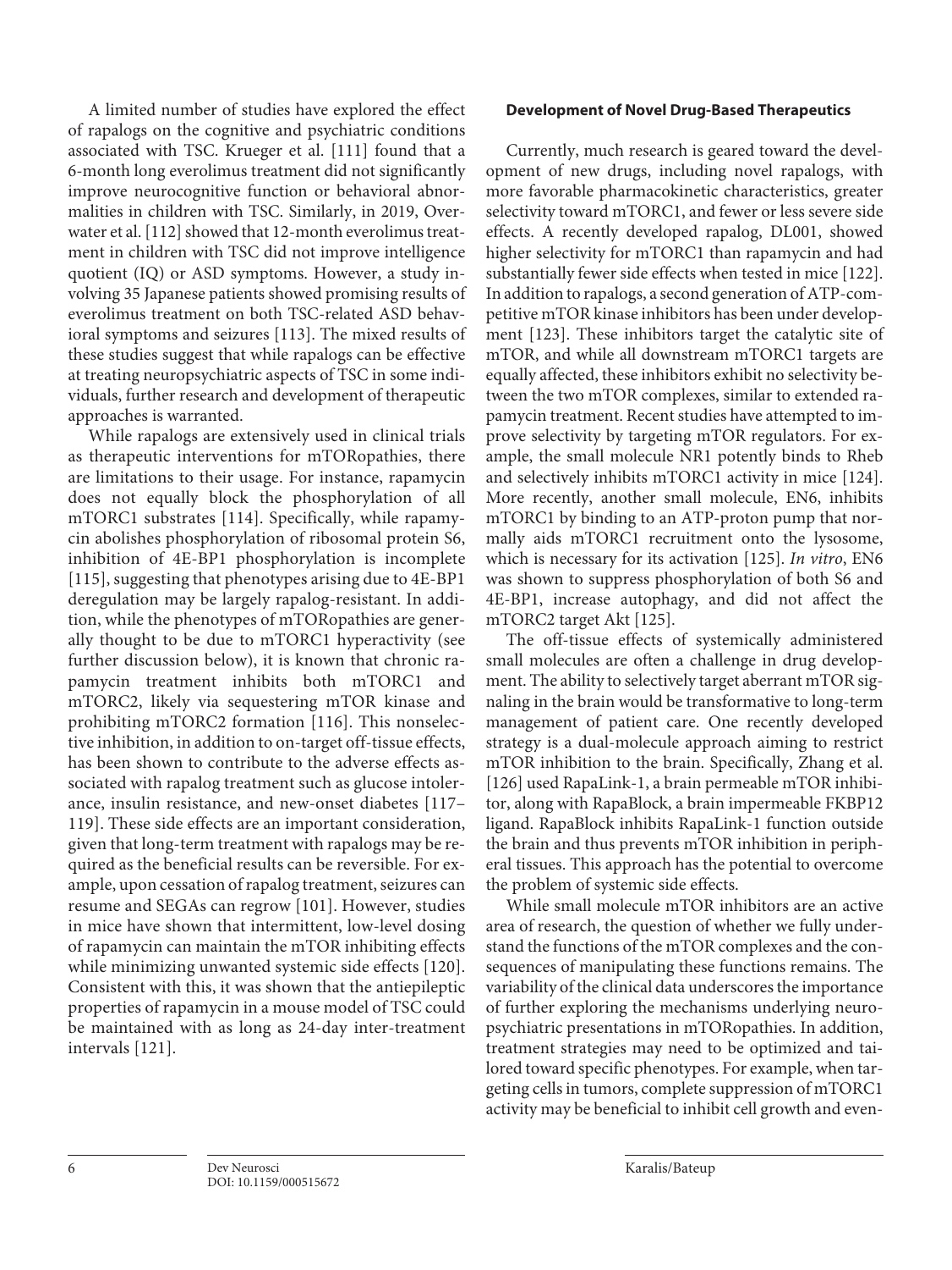A limited number of studies have explored the effect of rapalogs on the cognitive and psychiatric conditions associated with TSC. Krueger et al. [111] found that a 6-month long everolimus treatment did not significantly improve neurocognitive function or behavioral abnormalities in children with TSC. Similarly, in 2019, Overwater et al. [112] showed that 12-month everolimus treatment in children with TSC did not improve intelligence quotient (IQ) or ASD symptoms. However, a study involving 35 Japanese patients showed promising results of everolimus treatment on both TSC-related ASD behavioral symptoms and seizures [113]. The mixed results of these studies suggest that while rapalogs can be effective at treating neuropsychiatric aspects of TSC in some individuals, further research and development of therapeutic approaches is warranted.

While rapalogs are extensively used in clinical trials as therapeutic interventions for mTORopathies, there are limitations to their usage. For instance, rapamycin does not equally block the phosphorylation of all mTORC1 substrates [114]. Specifically, while rapamycin abolishes phosphorylation of ribosomal protein S6, inhibition of 4E-BP1 phosphorylation is incomplete [115], suggesting that phenotypes arising due to 4E-BP1 deregulation may be largely rapalog-resistant. In addition, while the phenotypes of mTORopathies are generally thought to be due to mTORC1 hyperactivity (see further discussion below), it is known that chronic rapamycin treatment inhibits both mTORC1 and mTORC2, likely via sequestering mTOR kinase and prohibiting mTORC2 formation [116]. This nonselective inhibition, in addition to on-target off-tissue effects, has been shown to contribute to the adverse effects associated with rapalog treatment such as glucose intolerance, insulin resistance, and new-onset diabetes [117–119]. These side effects are an important consideration, given that long-term treatment with rapalogs may be required as the beneficial results can be reversible. For example, upon cessation of rapalog treatment, seizures can resume and SEGAs can regrow [101]. However, studies in mice have shown that intermittent, low-level dosing of rapamycin can maintain the mTOR inhibiting effects while minimizing unwanted systemic side effects [120]. Consistent with this, it was shown that the antiepileptic properties of rapamycin in a mouse model of TSC could be maintained with as long as 24-day inter-treatment intervals [121].

**Development of Novel Drug-Based Therapeutics**

Currently, much research is geared toward the development of new drugs, including novel rapalogs, with more favorable pharmacokinetic characteristics, greater selectivity toward mTORC1, and fewer or less severe side effects. A recently developed rapalog, DL001, showed higher selectivity for mTORC1 than rapamycin and had substantially fewer side effects when tested in mice [122]. In addition to rapalogs, a second generation of ATP-competitive mTOR kinase inhibitors has been under development [123]. These inhibitors target the catalytic site of mTOR, and while all downstream mTORC1 targets are equally affected, these inhibitors exhibit no selectivity between the two mTOR complexes, similar to extended rapamycin treatment. Recent studies have attempted to improve selectivity by targeting mTOR regulators. For example, the small molecule NR1 potently binds to Rheb and selectively inhibits mTORC1 activity in mice [124]. More recently, another small molecule, EN6, inhibits mTORC1 by binding to an ATP-proton pump that normally aids mTORC1 recruitment onto the lysosome, which is necessary for its activation [125]. *In vitro*, EN6 was shown to suppress phosphorylation of both S6 and 4E-BP1, increase autophagy, and did not affect the mTORC2 target Akt [125].

The off-tissue effects of systemically administered small molecules are often a challenge in drug development. The ability to selectively target aberrant mTOR signaling in the brain would be transformative to long-term management of patient care. One recently developed strategy is a dual-molecule approach aiming to restrict mTOR inhibition to the brain. Specifically, Zhang et al. [126] used RapaLink-1, a brain permeable mTOR inhibitor, along with RapaBlock, a brain impermeable FKBP12 ligand. RapaBlock inhibits RapaLink-1 function outside the brain and thus prevents mTOR inhibition in peripheral tissues. This approach has the potential to overcome the problem of systemic side effects.

While small molecule mTOR inhibitors are an active area of research, the question of whether we fully understand the functions of the mTOR complexes and the consequences of manipulating these functions remains. The variability of the clinical data underscores the importance of further exploring the mechanisms underlying neuropsychiatric presentations in mTORopathies. In addition, treatment strategies may need to be optimized and tailored toward specific phenotypes. For example, when targeting cells in tumors, complete suppression of mTORC1 activity may be beneficial to inhibit cell growth and even-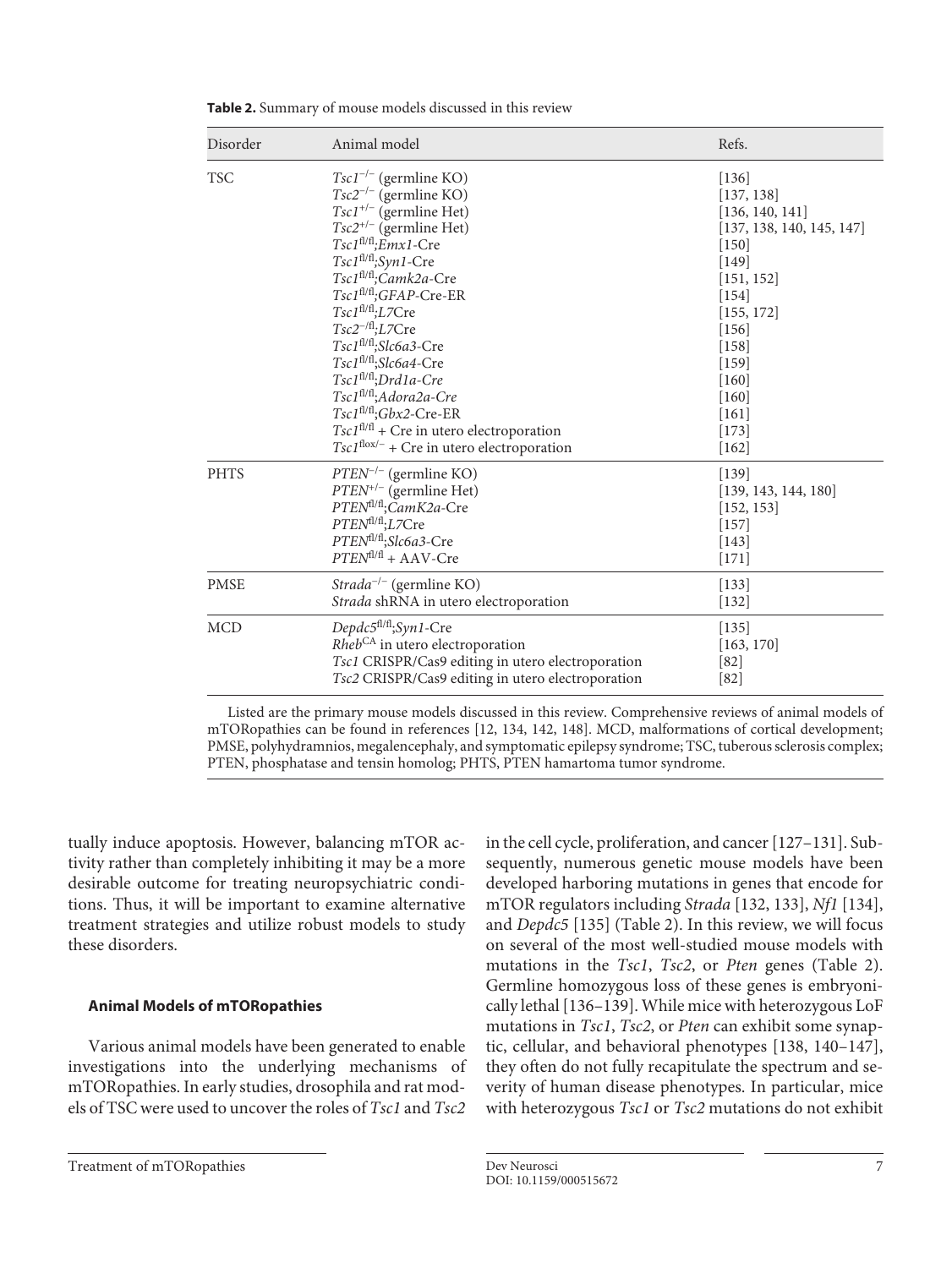**Table 2.** Summary of mouse models discussed in this review

| Disorder | Animal model | Refs. |
|---|---|---|
| TSC | *Tsc1*$^{-/-}$ (germline KO) | [136] |
| | *Tsc2*$^{-/-}$ (germline KO) | [137, 138] |
| | *Tsc1*$^{+/-}$ (germline Het) | [136, 140, 141] |
| | *Tsc2*$^{+/-}$ (germline Het) | [137, 138, 140, 145, 147] |
| | *Tsc1*$^{fl/fl}$;*Emx1*-Cre | [150] |
| | *Tsc1*$^{fl/fl}$;*Syn1*-Cre | [149] |
| | *Tsc1*$^{fl/fl}$;*Camk2a*-Cre | [151, 152] |
| | *Tsc1*$^{fl/fl}$;*GFAP*-Cre-ER | [154] |
| | *Tsc1*$^{fl/fl}$;*L7*Cre | [155, 172] |
| | *Tsc2*$^{-/fl}$;*L7*Cre | [156] |
| | *Tsc1*$^{fl/fl}$;*Slc6a3*-Cre | [158] |
| | *Tsc1*$^{fl/fl}$;*Slc6a4*-Cre | [159] |
| | *Tsc1*$^{fl/fl}$;*Drd1a-Cre* | [160] |
| | *Tsc1*$^{fl/fl}$;*Adora2a-Cre* | [160] |
| | *Tsc1*$^{fl/fl}$;*Gbx2*-Cre-ER | [161] |
| | *Tsc1*$^{fl/fl}$ + Cre in utero electroporation | [173] |
| | *Tsc1*$^{flox/-}$ + Cre in utero electroporation | [162] |
| PHTS | *PTEN*$^{-/-}$ (germline KO) | [139] |
| | *PTEN*$^{+/-}$ (germline Het) | [139, 143, 144, 180] |
| | *PTEN*$^{fl/fl}$;*CamK2a*-Cre | [152, 153] |
| | *PTEN*$^{fl/fl}$;*L7*Cre | [157] |
| | *PTEN*$^{fl/fl}$;*Slc6a3*-Cre | [143] |
| | *PTEN*$^{fl/fl}$ + AAV-Cre | [171] |
| PMSE | *Strada*$^{-/-}$ (germline KO) | [133] |
| | *Strada* shRNA in utero electroporation | [132] |
| MCD | *Depdc5*$^{fl/fl}$;*Syn1*-Cre | [135] |
| | *Rheb*$^{CA}$ in utero electroporation | [163, 170] |
| | *Tsc1* CRISPR/Cas9 editing in utero electroporation | [82] |
| | *Tsc2* CRISPR/Cas9 editing in utero electroporation | [82] |

Listed are the primary mouse models discussed in this review. Comprehensive reviews of animal models of mTORopathies can be found in references [12, 134, 142, 148]. MCD, malformations of cortical development; PMSE, polyhydramnios, megalencephaly, and symptomatic epilepsy syndrome; TSC, tuberous sclerosis complex; PTEN, phosphatase and tensin homolog; PHTS, PTEN hamartoma tumor syndrome.

tually induce apoptosis. However, balancing mTOR activity rather than completely inhibiting it may be a more desirable outcome for treating neuropsychiatric conditions. Thus, it will be important to examine alternative treatment strategies and utilize robust models to study these disorders.

### Animal Models of mTORopathies

Various animal models have been generated to enable investigations into the underlying mechanisms of mTORopathies. In early studies, drosophila and rat models of TSC were used to uncover the roles of *Tsc1* and *Tsc2* in the cell cycle, proliferation, and cancer [127–131]. Subsequently, numerous genetic mouse models have been developed harboring mutations in genes that encode for mTOR regulators including *Strada* [132, 133], *Nf1* [134], and *Depdc5* [135] (Table 2). In this review, we will focus on several of the most well-studied mouse models with mutations in the *Tsc1*, *Tsc2*, or *Pten* genes (Table 2). Germline homozygous loss of these genes is embryonically lethal [136–139]. While mice with heterozygous LoF mutations in *Tsc1*, *Tsc2*, or *Pten* can exhibit some synaptic, cellular, and behavioral phenotypes [138, 140–147], they often do not fully recapitulate the spectrum and severity of human disease phenotypes. In particular, mice with heterozygous *Tsc1* or *Tsc2* mutations do not exhibit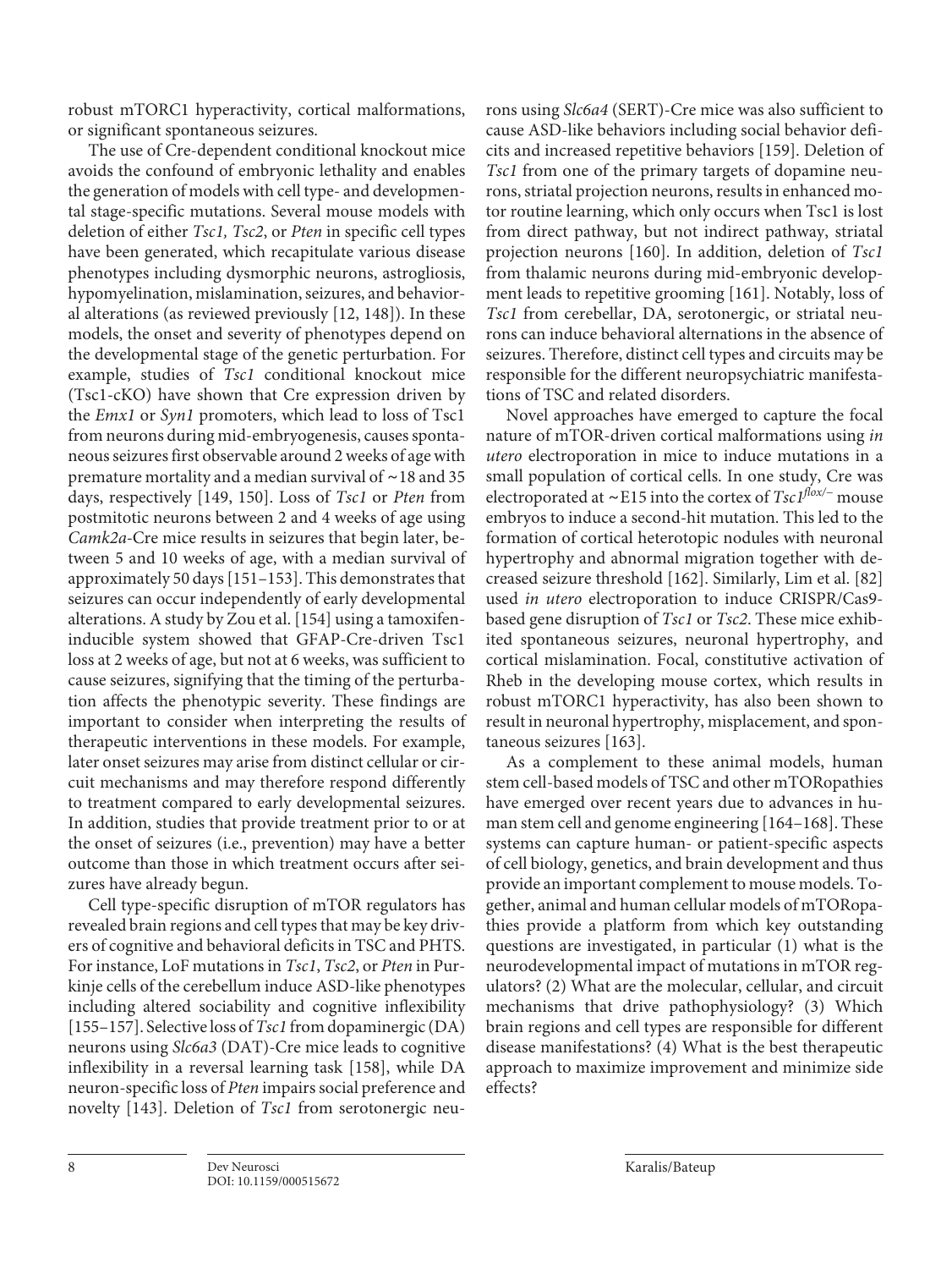robust mTORC1 hyperactivity, cortical malformations, or significant spontaneous seizures.

The use of Cre-dependent conditional knockout mice avoids the confound of embryonic lethality and enables the generation of models with cell type- and developmental stage-specific mutations. Several mouse models with deletion of either *Tsc1, Tsc2*, or *Pten* in specific cell types have been generated, which recapitulate various disease phenotypes including dysmorphic neurons, astrogliosis, hypomyelination, mislamination, seizures, and behavioral alterations (as reviewed previously [12, 148]). In these models, the onset and severity of phenotypes depend on the developmental stage of the genetic perturbation. For example, studies of *Tsc1* conditional knockout mice (Tsc1-cKO) have shown that Cre expression driven by the *Emx1* or *Syn1* promoters, which lead to loss of Tsc1 from neurons during mid-embryogenesis, causes spontaneous seizures first observable around 2 weeks of age with premature mortality and a median survival of ~18 and 35 days, respectively [149, 150]. Loss of *Tsc1* or *Pten* from postmitotic neurons between 2 and 4 weeks of age using *Camk2a*-Cre mice results in seizures that begin later, between 5 and 10 weeks of age, with a median survival of approximately 50 days [151–153]. This demonstrates that seizures can occur independently of early developmental alterations. A study by Zou et al. [154] using a tamoxifen-inducible system showed that GFAP-Cre-driven Tsc1 loss at 2 weeks of age, but not at 6 weeks, was sufficient to cause seizures, signifying that the timing of the perturbation affects the phenotypic severity. These findings are important to consider when interpreting the results of therapeutic interventions in these models. For example, later onset seizures may arise from distinct cellular or circuit mechanisms and may therefore respond differently to treatment compared to early developmental seizures. In addition, studies that provide treatment prior to or at the onset of seizures (i.e., prevention) may have a better outcome than those in which treatment occurs after seizures have already begun.

Cell type-specific disruption of mTOR regulators has revealed brain regions and cell types that may be key drivers of cognitive and behavioral deficits in TSC and PHTS. For instance, LoF mutations in *Tsc1*, *Tsc2*, or *Pten* in Purkinje cells of the cerebellum induce ASD-like phenotypes including altered sociability and cognitive inflexibility [155–157]. Selective loss of *Tsc1* from dopaminergic (DA) neurons using *Slc6a3* (DAT)-Cre mice leads to cognitive inflexibility in a reversal learning task [158], while DA neuron-specific loss of *Pten* impairs social preference and novelty [143]. Deletion of *Tsc1* from serotonergic neurons using *Slc6a4* (SERT)-Cre mice was also sufficient to cause ASD-like behaviors including social behavior deficits and increased repetitive behaviors [159]. Deletion of *Tsc1* from one of the primary targets of dopamine neurons, striatal projection neurons, results in enhanced motor routine learning, which only occurs when Tsc1 is lost from direct pathway, but not indirect pathway, striatal projection neurons [160]. In addition, deletion of *Tsc1* from thalamic neurons during mid-embryonic development leads to repetitive grooming [161]. Notably, loss of *Tsc1* from cerebellar, DA, serotonergic, or striatal neurons can induce behavioral alternations in the absence of seizures. Therefore, distinct cell types and circuits may be responsible for the different neuropsychiatric manifestations of TSC and related disorders.

Novel approaches have emerged to capture the focal nature of mTOR-driven cortical malformations using *in utero* electroporation in mice to induce mutations in a small population of cortical cells. In one study, Cre was electroporated at ~E15 into the cortex of *Tsc1*$^{flox/-}$ mouse embryos to induce a second-hit mutation. This led to the formation of cortical heterotopic nodules with neuronal hypertrophy and abnormal migration together with decreased seizure threshold [162]. Similarly, Lim et al. [82] used *in utero* electroporation to induce CRISPR/Cas9-based gene disruption of *Tsc1* or *Tsc2*. These mice exhibited spontaneous seizures, neuronal hypertrophy, and cortical mislamination. Focal, constitutive activation of Rheb in the developing mouse cortex, which results in robust mTORC1 hyperactivity, has also been shown to result in neuronal hypertrophy, misplacement, and spontaneous seizures [163].

As a complement to these animal models, human stem cell-based models of TSC and other mTORopathies have emerged over recent years due to advances in human stem cell and genome engineering [164–168]. These systems can capture human- or patient-specific aspects of cell biology, genetics, and brain development and thus provide an important complement to mouse models. Together, animal and human cellular models of mTORopathies provide a platform from which key outstanding questions are investigated, in particular (1) what is the neurodevelopmental impact of mutations in mTOR regulators? (2) What are the molecular, cellular, and circuit mechanisms that drive pathophysiology? (3) Which brain regions and cell types are responsible for different disease manifestations? (4) What is the best therapeutic approach to maximize improvement and minimize side effects?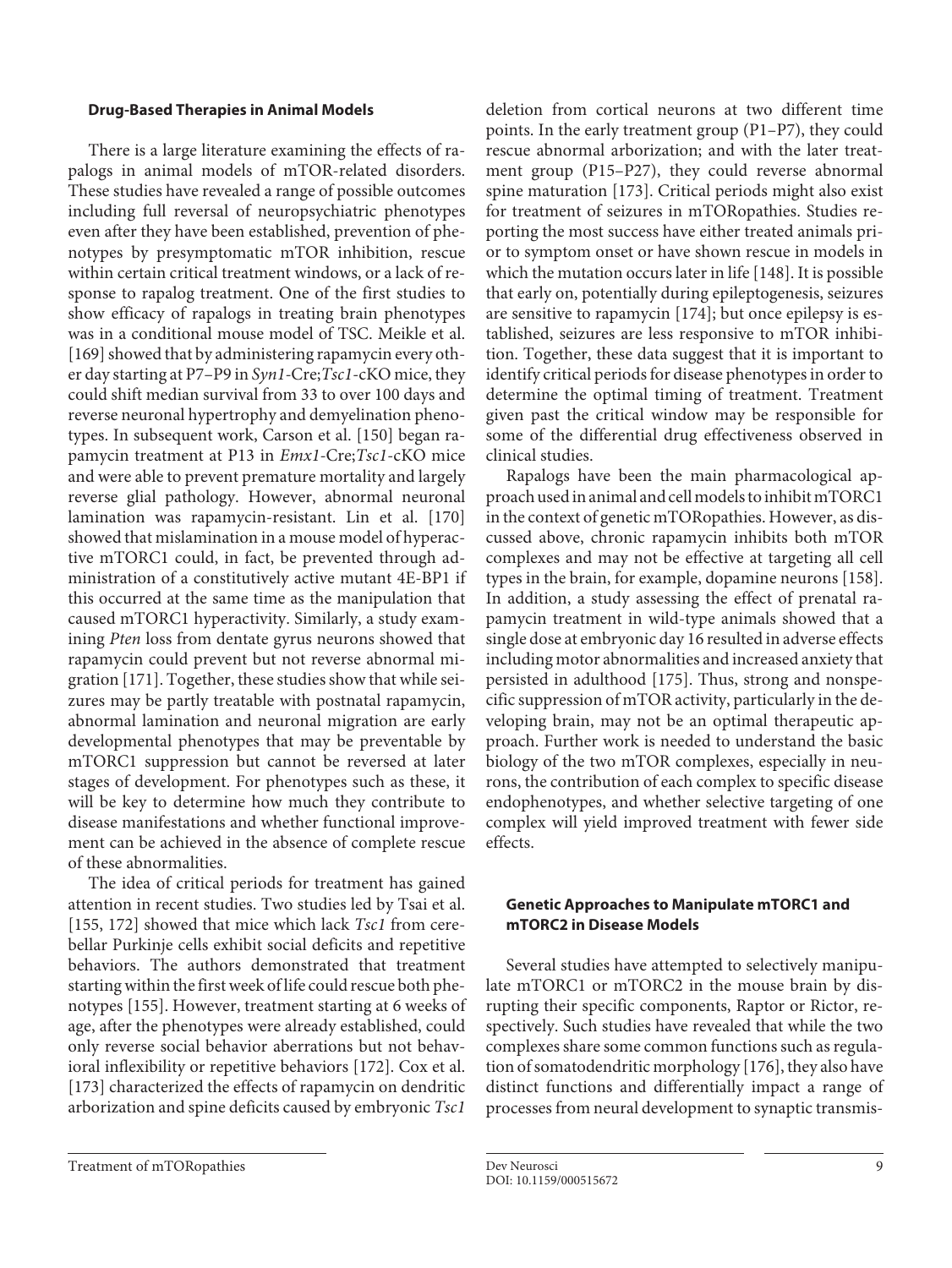### Drug-Based Therapies in Animal Models

There is a large literature examining the effects of rapalogs in animal models of mTOR-related disorders. These studies have revealed a range of possible outcomes including full reversal of neuropsychiatric phenotypes even after they have been established, prevention of phenotypes by presymptomatic mTOR inhibition, rescue within certain critical treatment windows, or a lack of response to rapalog treatment. One of the first studies to show efficacy of rapalogs in treating brain phenotypes was in a conditional mouse model of TSC. Meikle et al. [169] showed that by administering rapamycin every other day starting at P7–P9 in *Syn1*-Cre;*Tsc1*-cKO mice, they could shift median survival from 33 to over 100 days and reverse neuronal hypertrophy and demyelination phenotypes. In subsequent work, Carson et al. [150] began rapamycin treatment at P13 in *Emx1*-Cre;*Tsc1*-cKO mice and were able to prevent premature mortality and largely reverse glial pathology. However, abnormal neuronal lamination was rapamycin-resistant. Lin et al. [170] showed that mislamination in a mouse model of hyperactive mTORC1 could, in fact, be prevented through administration of a constitutively active mutant 4E-BP1 if this occurred at the same time as the manipulation that caused mTORC1 hyperactivity. Similarly, a study examining *Pten* loss from dentate gyrus neurons showed that rapamycin could prevent but not reverse abnormal migration [171]. Together, these studies show that while seizures may be partly treatable with postnatal rapamycin, abnormal lamination and neuronal migration are early developmental phenotypes that may be preventable by mTORC1 suppression but cannot be reversed at later stages of development. For phenotypes such as these, it will be key to determine how much they contribute to disease manifestations and whether functional improvement can be achieved in the absence of complete rescue of these abnormalities.

The idea of critical periods for treatment has gained attention in recent studies. Two studies led by Tsai et al. [155, 172] showed that mice which lack *Tsc1* from cerebellar Purkinje cells exhibit social deficits and repetitive behaviors. The authors demonstrated that treatment starting within the first week of life could rescue both phenotypes [155]. However, treatment starting at 6 weeks of age, after the phenotypes were already established, could only reverse social behavior aberrations but not behavioral inflexibility or repetitive behaviors [172]. Cox et al. [173] characterized the effects of rapamycin on dendritic arborization and spine deficits caused by embryonic *Tsc1* deletion from cortical neurons at two different time points. In the early treatment group (P1–P7), they could rescue abnormal arborization; and with the later treatment group (P15–P27), they could reverse abnormal spine maturation [173]. Critical periods might also exist for treatment of seizures in mTORopathies. Studies reporting the most success have either treated animals prior to symptom onset or have shown rescue in models in which the mutation occurs later in life [148]. It is possible that early on, potentially during epileptogenesis, seizures are sensitive to rapamycin [174]; but once epilepsy is established, seizures are less responsive to mTOR inhibition. Together, these data suggest that it is important to identify critical periods for disease phenotypes in order to determine the optimal timing of treatment. Treatment given past the critical window may be responsible for some of the differential drug effectiveness observed in clinical studies.

Rapalogs have been the main pharmacological approach used in animal and cell models to inhibit mTORC1 in the context of genetic mTORopathies. However, as discussed above, chronic rapamycin inhibits both mTOR complexes and may not be effective at targeting all cell types in the brain, for example, dopamine neurons [158]. In addition, a study assessing the effect of prenatal rapamycin treatment in wild-type animals showed that a single dose at embryonic day 16 resulted in adverse effects including motor abnormalities and increased anxiety that persisted in adulthood [175]. Thus, strong and nonspecific suppression of mTOR activity, particularly in the developing brain, may not be an optimal therapeutic approach. Further work is needed to understand the basic biology of the two mTOR complexes, especially in neurons, the contribution of each complex to specific disease endophenotypes, and whether selective targeting of one complex will yield improved treatment with fewer side effects.

### Genetic Approaches to Manipulate mTORC1 and mTORC2 in Disease Models

Several studies have attempted to selectively manipulate mTORC1 or mTORC2 in the mouse brain by disrupting their specific components, Raptor or Rictor, respectively. Such studies have revealed that while the two complexes share some common functions such as regulation of somatodendritic morphology [176], they also have distinct functions and differentially impact a range of processes from neural development to synaptic transmis-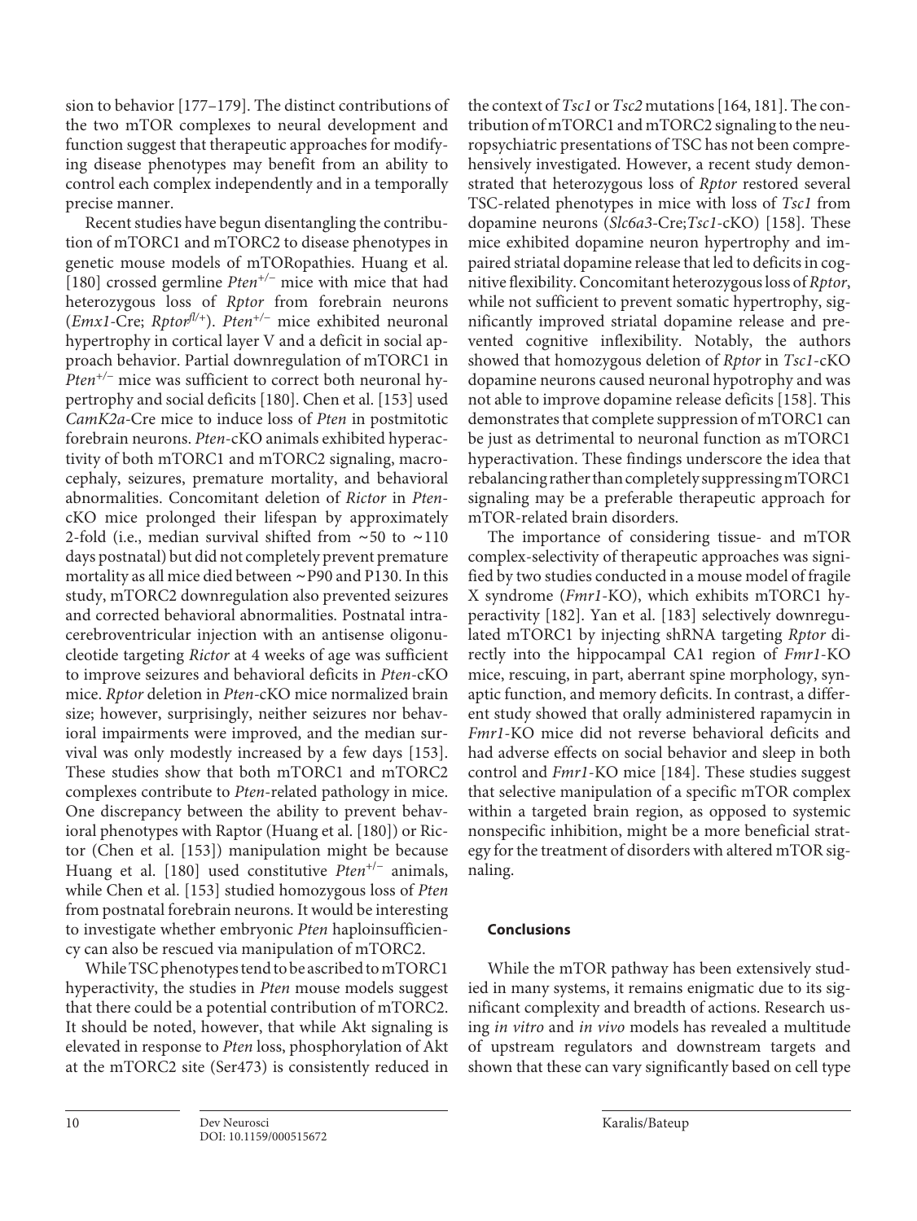sion to behavior [177–179]. The distinct contributions of the two mTOR complexes to neural development and function suggest that therapeutic approaches for modifying disease phenotypes may benefit from an ability to control each complex independently and in a temporally precise manner.

Recent studies have begun disentangling the contribution of mTORC1 and mTORC2 to disease phenotypes in genetic mouse models of mTORopathies. Huang et al. [180] crossed germline *Pten*$^{+/-}$ mice with mice that had heterozygous loss of *Rptor* from forebrain neurons (*Emx1*-Cre; *Rptor*$^{fl/+}$). *Pten*$^{+/-}$ mice exhibited neuronal hypertrophy in cortical layer V and a deficit in social approach behavior. Partial downregulation of mTORC1 in *Pten*$^{+/-}$ mice was sufficient to correct both neuronal hypertrophy and social deficits [180]. Chen et al. [153] used *CamK2a*-Cre mice to induce loss of *Pten* in postmitotic forebrain neurons. *Pten*-cKO animals exhibited hyperactivity of both mTORC1 and mTORC2 signaling, macrocephaly, seizures, premature mortality, and behavioral abnormalities. Concomitant deletion of *Rictor* in *Pten*-cKO mice prolonged their lifespan by approximately 2-fold (i.e., median survival shifted from ~50 to ~110 days postnatal) but did not completely prevent premature mortality as all mice died between ~P90 and P130. In this study, mTORC2 downregulation also prevented seizures and corrected behavioral abnormalities. Postnatal intracerebroventricular injection with an antisense oligonucleotide targeting *Rictor* at 4 weeks of age was sufficient to improve seizures and behavioral deficits in *Pten*-cKO mice. *Rptor* deletion in *Pten*-cKO mice normalized brain size; however, surprisingly, neither seizures nor behavioral impairments were improved, and the median survival was only modestly increased by a few days [153]. These studies show that both mTORC1 and mTORC2 complexes contribute to *Pten*-related pathology in mice. One discrepancy between the ability to prevent behavioral phenotypes with Raptor (Huang et al. [180]) or Rictor (Chen et al. [153]) manipulation might be because Huang et al. [180] used constitutive *Pten*$^{+/-}$ animals, while Chen et al. [153] studied homozygous loss of *Pten* from postnatal forebrain neurons. It would be interesting to investigate whether embryonic *Pten* haploinsufficiency can also be rescued via manipulation of mTORC2.

While TSC phenotypes tend to be ascribed to mTORC1 hyperactivity, the studies in *Pten* mouse models suggest that there could be a potential contribution of mTORC2. It should be noted, however, that while Akt signaling is elevated in response to *Pten* loss, phosphorylation of Akt at the mTORC2 site (Ser473) is consistently reduced in the context of *Tsc1* or *Tsc2* mutations [164, 181]. The contribution of mTORC1 and mTORC2 signaling to the neuropsychiatric presentations of TSC has not been comprehensively investigated. However, a recent study demonstrated that heterozygous loss of *Rptor* restored several TSC-related phenotypes in mice with loss of *Tsc1* from dopamine neurons (*Slc6a3*-Cre;*Tsc1*-cKO) [158]. These mice exhibited dopamine neuron hypertrophy and impaired striatal dopamine release that led to deficits in cognitive flexibility. Concomitant heterozygous loss of *Rptor*, while not sufficient to prevent somatic hypertrophy, significantly improved striatal dopamine release and prevented cognitive inflexibility. Notably, the authors showed that homozygous deletion of *Rptor* in *Tsc1*-cKO dopamine neurons caused neuronal hypotrophy and was not able to improve dopamine release deficits [158]. This demonstrates that complete suppression of mTORC1 can be just as detrimental to neuronal function as mTORC1 hyperactivation. These findings underscore the idea that rebalancing rather than completely suppressing mTORC1 signaling may be a preferable therapeutic approach for mTOR-related brain disorders.

The importance of considering tissue- and mTOR complex-selectivity of therapeutic approaches was signified by two studies conducted in a mouse model of fragile X syndrome (*Fmr1*-KO), which exhibits mTORC1 hyperactivity [182]. Yan et al. [183] selectively downregulated mTORC1 by injecting shRNA targeting *Rptor* directly into the hippocampal CA1 region of *Fmr1*-KO mice, rescuing, in part, aberrant spine morphology, synaptic function, and memory deficits. In contrast, a different study showed that orally administered rapamycin in *Fmr1*-KO mice did not reverse behavioral deficits and had adverse effects on social behavior and sleep in both control and *Fmr1*-KO mice [184]. These studies suggest that selective manipulation of a specific mTOR complex within a targeted brain region, as opposed to systemic nonspecific inhibition, might be a more beneficial strategy for the treatment of disorders with altered mTOR signaling.

## Conclusions

While the mTOR pathway has been extensively studied in many systems, it remains enigmatic due to its significant complexity and breadth of actions. Research using *in vitro* and *in vivo* models has revealed a multitude of upstream regulators and downstream targets and shown that these can vary significantly based on cell type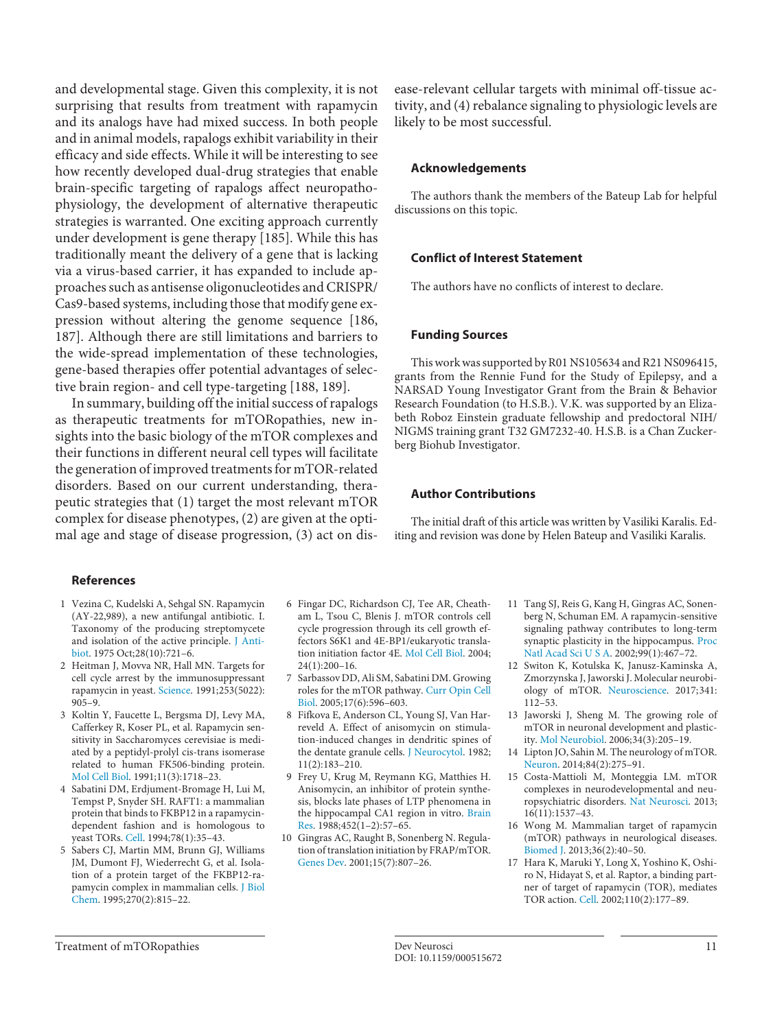and developmental stage. Given this complexity, it is not surprising that results from treatment with rapamycin and its analogs have had mixed success. In both people and in animal models, rapalogs exhibit variability in their efficacy and side effects. While it will be interesting to see how recently developed dual-drug strategies that enable brain-specific targeting of rapalogs affect neuropathophysiology, the development of alternative therapeutic strategies is warranted. One exciting approach currently under development is gene therapy [185]. While this has traditionally meant the delivery of a gene that is lacking via a virus-based carrier, it has expanded to include approaches such as antisense oligonucleotides and CRISPR/Cas9-based systems, including those that modify gene expression without altering the genome sequence [186, 187]. Although there are still limitations and barriers to the wide-spread implementation of these technologies, gene-based therapies offer potential advantages of selective brain region- and cell type-targeting [188, 189].

In summary, building off the initial success of rapalogs as therapeutic treatments for mTORopathies, new insights into the basic biology of the mTOR complexes and their functions in different neural cell types will facilitate the generation of improved treatments for mTOR-related disorders. Based on our current understanding, therapeutic strategies that (1) target the most relevant mTOR complex for disease phenotypes, (2) are given at the optimal age and stage of disease progression, (3) act on disease-relevant cellular targets with minimal off-tissue activity, and (4) rebalance signaling to physiologic levels are likely to be most successful.

### Acknowledgements

The authors thank the members of the Bateup Lab for helpful discussions on this topic.

### Conflict of Interest Statement

The authors have no conflicts of interest to declare.

### Funding Sources

This work was supported by R01 NS105634 and R21 NS096415, grants from the Rennie Fund for the Study of Epilepsy, and a NARSAD Young Investigator Grant from the Brain & Behavior Research Foundation (to H.S.B.). V.K. was supported by an Elizabeth Roboz Einstein graduate fellowship and predoctoral NIH/NIGMS training grant T32 GM7232-40. H.S.B. is a Chan Zuckerberg Biohub Investigator.

### Author Contributions

The initial draft of this article was written by Vasiliki Karalis. Editing and revision was done by Helen Bateup and Vasiliki Karalis.

## References

1. Vezina C, Kudelski A, Sehgal SN. Rapamycin (AY-22,989), a new antifungal antibiotic. I. Taxonomy of the producing streptomycete and isolation of the active principle. J Antibiot. 1975 Oct;28(10):721–6.
2. Heitman J, Movva NR, Hall MN. Targets for cell cycle arrest by the immunosuppressant rapamycin in yeast. Science. 1991;253(5022):905–9.
3. Koltin Y, Faucette L, Bergsma DJ, Levy MA, Cafferkey R, Koser PL, et al. Rapamycin sensitivity in Saccharomyces cerevisiae is mediated by a peptidyl-prolyl cis-trans isomerase related to human FK506-binding protein. Mol Cell Biol. 1991;11(3):1718–23.
4. Sabatini DM, Erdjument-Bromage H, Lui M, Tempst P, Snyder SH. RAFT1: a mammalian protein that binds to FKBP12 in a rapamycin-dependent fashion and is homologous to yeast TORs. Cell. 1994;78(1):35–43.
5. Sabers CJ, Martin MM, Brunn GJ, Williams JM, Dumont FJ, Wiederrecht G, et al. Isolation of a protein target of the FKBP12-rapamycin complex in mammalian cells. J Biol Chem. 1995;270(2):815–22.
6. Fingar DC, Richardson CJ, Tee AR, Cheatham L, Tsou C, Blenis J. mTOR controls cell cycle progression through its cell growth effectors S6K1 and 4E-BP1/eukaryotic translation initiation factor 4E. Mol Cell Biol. 2004;24(1):200–16.
7. Sarbassov DD, Ali SM, Sabatini DM. Growing roles for the mTOR pathway. Curr Opin Cell Biol. 2005;17(6):596–603.
8. Fifkova E, Anderson CL, Young SJ, Van Harreveld A. Effect of anisomycin on stimulation-induced changes in dendritic spines of the dentate granule cells. J Neurocytol. 1982;11(2):183–210.
9. Frey U, Krug M, Reymann KG, Matthies H. Anisomycin, an inhibitor of protein synthesis, blocks late phases of LTP phenomena in the hippocampal CA1 region in vitro. Brain Res. 1988;452(1–2):57–65.
10. Gingras AC, Raught B, Sonenberg N. Regulation of translation initiation by FRAP/mTOR. Genes Dev. 2001;15(7):807–26.
11. Tang SJ, Reis G, Kang H, Gingras AC, Sonenberg N, Schuman EM. A rapamycin-sensitive signaling pathway contributes to long-term synaptic plasticity in the hippocampus. Proc Natl Acad Sci U S A. 2002;99(1):467–72.
12. Switon K, Kotulska K, Janusz-Kaminska A, Zmorzynska J, Jaworski J. Molecular neurobiology of mTOR. Neuroscience. 2017;341:112–53.
13. Jaworski J, Sheng M. The growing role of mTOR in neuronal development and plasticity. Mol Neurobiol. 2006;34(3):205–19.
14. Lipton JO, Sahin M. The neurology of mTOR. Neuron. 2014;84(2):275–91.
15. Costa-Mattioli M, Monteggia LM. mTOR complexes in neurodevelopmental and neuropsychiatric disorders. Nat Neurosci. 2013;16(11):1537–43.
16. Wong M. Mammalian target of rapamycin (mTOR) pathways in neurological diseases. Biomed J. 2013;36(2):40–50.
17. Hara K, Maruki Y, Long X, Yoshino K, Oshiro N, Hidayat S, et al. Raptor, a binding partner of target of rapamycin (TOR), mediates TOR action. Cell. 2002;110(2):177–89.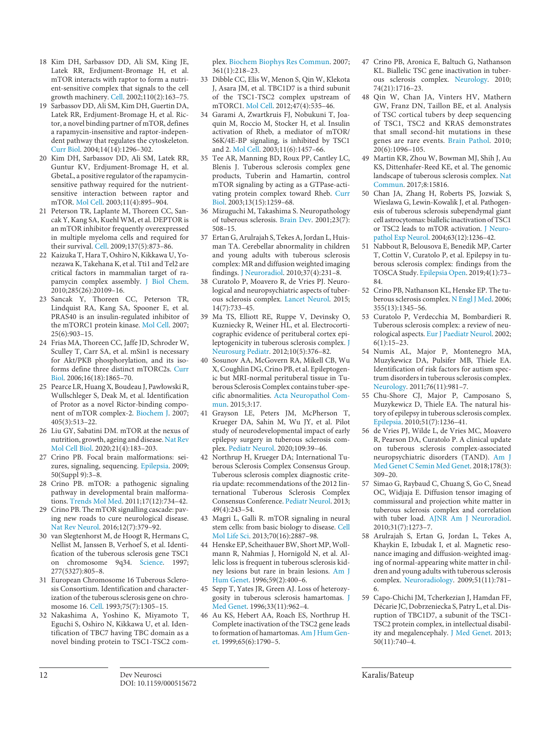18 Kim DH, Sarbassov DD, Ali SM, King JE, Latek RR, Erdjument-Bromage H, et al. mTOR interacts with raptor to form a nutrient-sensitive complex that signals to the cell growth machinery. Cell. 2002;110(2):163–75.

19 Sarbassov DD, Ali SM, Kim DH, Guertin DA, Latek RR, Erdjument-Bromage H, et al. Rictor, a novel binding partner of mTOR, defines a rapamycin-insensitive and raptor-independent pathway that regulates the cytoskeleton. Curr Biol. 2004;14(14):1296–302.

20 Kim DH, Sarbassov DD, Ali SM, Latek RR, Guntur KV, Erdjument-Bromage H, et al. GbetaL, a positive regulator of the rapamycin-sensitive pathway required for the nutrient-sensitive interaction between raptor and mTOR. Mol Cell. 2003;11(4):895–904.

21 Peterson TR, Laplante M, Thoreen CC, Sancak Y, Kang SA, Kuehl WM, et al. DEPTOR is an mTOR inhibitor frequently overexpressed in multiple myeloma cells and required for their survival. Cell. 2009;137(5):873–86.

22 Kaizuka T, Hara T, Oshiro N, Kikkawa U, Yonezawa K, Takehana K, et al. Tti1 and Tel2 are critical factors in mammalian target of rapamycin complex assembly. J Biol Chem. 2010;285(26):20109–16.

23 Sancak Y, Thoreen CC, Peterson TR, Lindquist RA, Kang SA, Spooner E, et al. PRAS40 is an insulin-regulated inhibitor of the mTORC1 protein kinase. Mol Cell. 2007;25(6):903–15.

24 Frias MA, Thoreen CC, Jaffe JD, Schroder W, Sculley T, Carr SA, et al. mSin1 is necessary for Akt/PKB phosphorylation, and its isoforms define three distinct mTORC2s. Curr Biol. 2006;16(18):1865–70.

25 Pearce LR, Huang X, Boudeau J, Pawłowski R, Wullschleger S, Deak M, et al. Identification of Protor as a novel Rictor-binding component of mTOR complex-2. Biochem J. 2007;405(3):513–22.

26 Liu GY, Sabatini DM. mTOR at the nexus of nutrition, growth, ageing and disease. Nat Rev Mol Cell Biol. 2020;21(4):183–203.

27 Crino PB. Focal brain malformations: seizures, signaling, sequencing. Epilepsia. 2009;50(Suppl 9):3–8.

28 Crino PB. mTOR: a pathogenic signaling pathway in developmental brain malformations. Trends Mol Med. 2011;17(12):734–42.

29 Crino PB. The mTOR signalling cascade: paving new roads to cure neurological disease. Nat Rev Neurol. 2016;12(7):379–92.

30 van Slegtenhorst M, de Hoogt R, Hermans C, Nellist M, Janssen B, Verhoef S, et al. Identification of the tuberous sclerosis gene TSC1 on chromosome 9q34. Science. 1997;277(5327):805–8.

31 European Chromosome 16 Tuberous Sclerosis Consortium. Identification and characterization of the tuberous sclerosis gene on chromosome 16. Cell. 1993;75(7):1305–15.

32 Nakashima A, Yoshino K, Miyamoto T, Eguchi S, Oshiro N, Kikkawa U, et al. Identification of TBC7 having TBC domain as a novel binding protein to TSC1-TSC2 complex. Biochem Biophys Res Commun. 2007;361(1):218–23.

33 Dibble CC, Elis W, Menon S, Qin W, Klekota J, Asara JM, et al. TBC1D7 is a third subunit of the TSC1-TSC2 complex upstream of mTORC1. Mol Cell. 2012;47(4):535–46.

34 Garami A, Zwartkruis FJ, Nobukuni T, Joaquin M, Roccio M, Stocker H, et al. Insulin activation of Rheb, a mediator of mTOR/S6K/4E-BP signaling, is inhibited by TSC1 and 2. Mol Cell. 2003;11(6):1457–66.

35 Tee AR, Manning BD, Roux PP, Cantley LC, Blenis J. Tuberous sclerosis complex gene products, Tuberin and Hamartin, control mTOR signaling by acting as a GTPase-activating protein complex toward Rheb. Curr Biol. 2003;13(15):1259–68.

36 Mizuguchi M, Takashima S. Neuropathology of tuberous sclerosis. Brain Dev. 2001;23(7):508–15.

37 Ertan G, Arulrajah S, Tekes A, Jordan L, Huisman TA. Cerebellar abnormality in children and young adults with tuberous sclerosis complex: MR and diffusion weighted imaging findings. J Neuroradiol. 2010;37(4):231–8.

38 Curatolo P, Moavero R, de Vries PJ. Neurological and neuropsychiatric aspects of tuberous sclerosis complex. Lancet Neurol. 2015;14(7):733–45.

39 Ma TS, Elliott RE, Ruppe V, Devinsky O, Kuzniecky R, Weiner HL, et al. Electrocorticographic evidence of perituberal cortex epileptogenicity in tuberous sclerosis complex. J Neurosurg Pediatr. 2012;10(5):376–82.

40 Sosunov AA, McGovern RA, Mikell CB, Wu X, Coughlin DG, Crino PB, et al. Epileptogenic but MRI-normal perituberal tissue in Tuberous Sclerosis Complex contains tuber-specific abnormalities. Acta Neuropathol Commun. 2015;3:17.

41 Grayson LE, Peters JM, McPherson T, Krueger DA, Sahin M, Wu JY, et al. Pilot study of neurodevelopmental impact of early epilepsy surgery in tuberous sclerosis complex. Pediatr Neurol. 2020;109:39–46.

42 Northrup H, Krueger DA; International Tuberous Sclerosis Complex Consensus Group. Tuberous sclerosis complex diagnostic criteria update: recommendations of the 2012 Iinternational Tuberous Sclerosis Complex Consensus Conference. Pediatr Neurol. 2013;49(4):243–54.

43 Magri L, Galli R. mTOR signaling in neural stem cells: from basic biology to disease. Cell Mol Life Sci. 2013;70(16):2887–98.

44 Henske EP, Scheithauer BW, Short MP, Wollmann R, Nahmias J, Hornigold N, et al. Allelic loss is frequent in tuberous sclerosis kidney lesions but rare in brain lesions. Am J Hum Genet. 1996;59(2):400–6.

45 Sepp T, Yates JR, Green AJ. Loss of heterozygosity in tuberous sclerosis hamartomas. J Med Genet. 1996;33(11):962–4.

46 Au KS, Hebert AA, Roach ES, Northrup H. Complete inactivation of the TSC2 gene leads to formation of hamartomas. Am J Hum Genet. 1999;65(6):1790–5.

47 Crino PB, Aronica E, Baltuch G, Nathanson KL. Biallelic TSC gene inactivation in tuberous sclerosis complex. Neurology. 2010;74(21):1716–23.

48 Qin W, Chan JA, Vinters HV, Mathern GW, Franz DN, Taillon BE, et al. Analysis of TSC cortical tubers by deep sequencing of TSC1, TSC2 and KRAS demonstrates that small second-hit mutations in these genes are rare events. Brain Pathol. 2010;20(6):1096–105.

49 Martin KR, Zhou W, Bowman MJ, Shih J, Au KS, Dittenhafer-Reed KE, et al. The genomic landscape of tuberous sclerosis complex. Nat Commun. 2017;8:15816.

50 Chan JA, Zhang H, Roberts PS, Jozwiak S, Wieslawa G, Lewin-Kowalik J, et al. Pathogenesis of tuberous sclerosis subependymal giant cell astrocytomas: biallelic inactivation of TSC1 or TSC2 leads to mTOR activation. J Neuropathol Exp Neurol. 2004;63(12):1236–42.

51 Nabbout R, Belousova E, Benedik MP, Carter T, Cottin V, Curatolo P, et al. Epilepsy in tuberous sclerosis complex: findings from the TOSCA Study. Epilepsia Open. 2019;4(1):73–84.

52 Crino PB, Nathanson KL, Henske EP. The tuberous sclerosis complex. N Engl J Med. 2006;355(13):1345–56.

53 Curatolo P, Verdecchia M, Bombardieri R. Tuberous sclerosis complex: a review of neurological aspects. Eur J Paediatr Neurol. 2002;6(1):15–23.

54 Numis AL, Major P, Montenegro MA, Muzykewicz DA, Pulsifer MB, Thiele EA. Identification of risk factors for autism spectrum disorders in tuberous sclerosis complex. Neurology. 2011;76(11):981–7.

55 Chu-Shore CJ, Major P, Camposano S, Muzykewicz D, Thiele EA. The natural history of epilepsy in tuberous sclerosis complex. Epilepsia. 2010;51(7):1236–41.

56 de Vries PJ, Wilde L, de Vries MC, Moavero R, Pearson DA, Curatolo P. A clinical update on tuberous sclerosis complex-associated neuropsychiatric disorders (TAND). Am J Med Genet C Semin Med Genet. 2018;178(3):309–20.

57 Simao G, Raybaud C, Chuang S, Go C, Snead OC, Widjaja E. Diffusion tensor imaging of commissural and projection white matter in tuberous sclerosis complex and correlation with tuber load. AJNR Am J Neuroradiol. 2010;31(7):1273–7.

58 Arulrajah S, Ertan G, Jordan L, Tekes A, Khaykin E, Izbudak I, et al. Magnetic resonance imaging and diffusion-weighted imaging of normal-appearing white matter in children and young adults with tuberous sclerosis complex. Neuroradiology. 2009;51(11):781–6.

59 Capo-Chichi JM, Tcherkezian J, Hamdan FF, Décarie JC, Dobrzeniecka S, Patry L, et al. Disruption of TBC1D7, a subunit of the TSC1-TSC2 protein complex, in intellectual disability and megalencephaly. J Med Genet. 2013;50(11):740–4.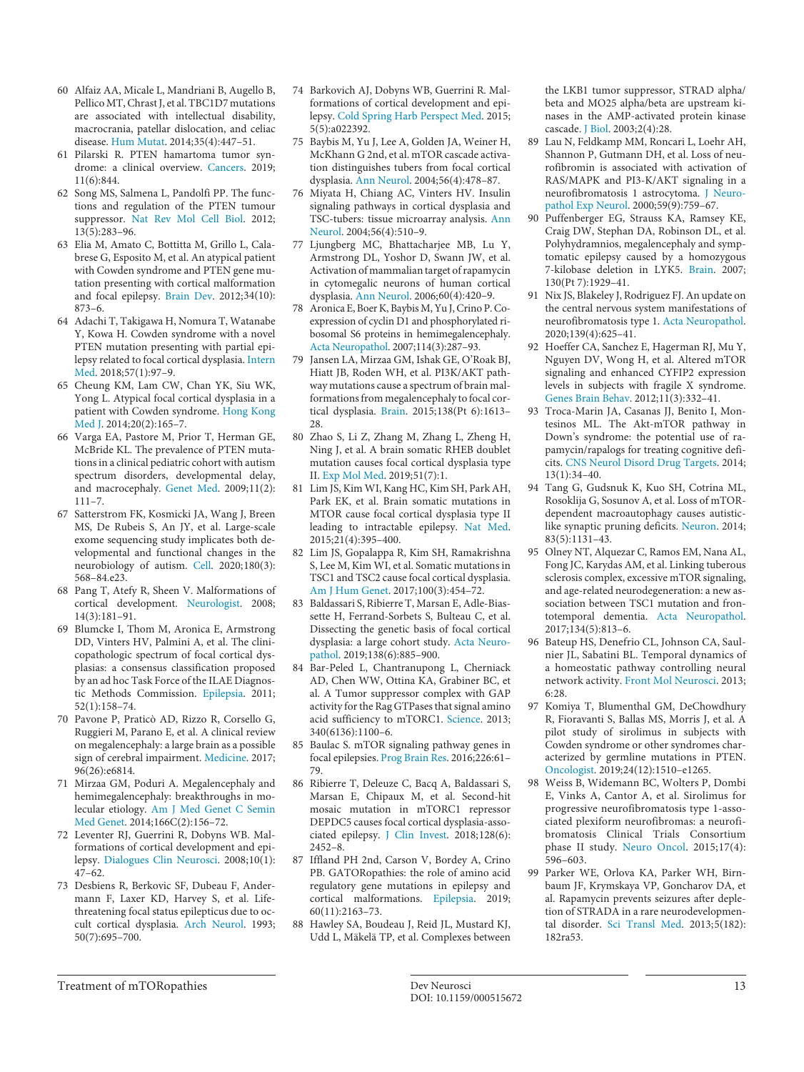60 Alfaiz AA, Micale L, Mandriani B, Augello B, Pellico MT, Chrast J, et al. TBC1D7 mutations are associated with intellectual disability, macrocrania, patellar dislocation, and celiac disease. Hum Mutat. 2014;35(4):447–51.

61 Pilarski R. PTEN hamartoma tumor syndrome: a clinical overview. Cancers. 2019; 11(6):844.

62 Song MS, Salmena L, Pandolfi PP. The functions and regulation of the PTEN tumour suppressor. Nat Rev Mol Cell Biol. 2012; 13(5):283–96.

63 Elia M, Amato C, Bottitta M, Grillo L, Calabrese G, Esposito M, et al. An atypical patient with Cowden syndrome and PTEN gene mutation presenting with cortical malformation and focal epilepsy. Brain Dev. 2012;34(10): 873–6.

64 Adachi T, Takigawa H, Nomura T, Watanabe Y, Kowa H. Cowden syndrome with a novel PTEN mutation presenting with partial epilepsy related to focal cortical dysplasia. Intern Med. 2018;57(1):97–9.

65 Cheung KM, Lam CW, Chan YK, Siu WK, Yong L. Atypical focal cortical dysplasia in a patient with Cowden syndrome. Hong Kong Med J. 2014;20(2):165–7.

66 Varga EA, Pastore M, Prior T, Herman GE, McBride KL. The prevalence of PTEN mutations in a clinical pediatric cohort with autism spectrum disorders, developmental delay, and macrocephaly. Genet Med. 2009;11(2): 111–7.

67 Satterstrom FK, Kosmicki JA, Wang J, Breen MS, De Rubeis S, An JY, et al. Large-scale exome sequencing study implicates both developmental and functional changes in the neurobiology of autism. Cell. 2020;180(3): 568–84.e23.

68 Pang T, Atefy R, Sheen V. Malformations of cortical development. Neurologist. 2008; 14(3):181–91.

69 Blumcke I, Thom M, Aronica E, Armstrong DD, Vinters HV, Palmini A, et al. The clinicopathologic spectrum of focal cortical dysplasias: a consensus classification proposed by an ad hoc Task Force of the ILAE Diagnostic Methods Commission. Epilepsia. 2011; 52(1):158–74.

70 Pavone P, Praticò AD, Rizzo R, Corsello G, Ruggieri M, Parano E, et al. A clinical review on megalencephaly: a large brain as a possible sign of cerebral impairment. Medicine. 2017; 96(26):e6814.

71 Mirzaa GM, Poduri A. Megalencephaly and hemimegalencephaly: breakthroughs in molecular etiology. Am J Med Genet C Semin Med Genet. 2014;166C(2):156–72.

72 Leventer RJ, Guerrini R, Dobyns WB. Malformations of cortical development and epilepsy. Dialogues Clin Neurosci. 2008;10(1): 47–62.

73 Desbiens R, Berkovic SF, Dubeau F, Andermann F, Laxer KD, Harvey S, et al. Life-threatening focal status epilepticus due to occult cortical dysplasia. Arch Neurol. 1993; 50(7):695–700.

74 Barkovich AJ, Dobyns WB, Guerrini R. Malformations of cortical development and epilepsy. Cold Spring Harb Perspect Med. 2015; 5(5):a022392.

75 Baybis M, Yu J, Lee A, Golden JA, Weiner H, McKhann G 2nd, et al. mTOR cascade activation distinguishes tubers from focal cortical dysplasia. Ann Neurol. 2004;56(4):478–87.

76 Miyata H, Chiang AC, Vinters HV. Insulin signaling pathways in cortical dysplasia and TSC-tubers: tissue microarray analysis. Ann Neurol. 2004;56(4):510–9.

77 Ljungberg MC, Bhattacharjee MB, Lu Y, Armstrong DL, Yoshor D, Swann JW, et al. Activation of mammalian target of rapamycin in cytomegalic neurons of human cortical dysplasia. Ann Neurol. 2006;60(4):420–9.

78 Aronica E, Boer K, Baybis M, Yu J, Crino P. Co-expression of cyclin D1 and phosphorylated ribosomal S6 proteins in hemimegalencephaly. Acta Neuropathol. 2007;114(3):287–93.

79 Jansen LA, Mirzaa GM, Ishak GE, O'Roak BJ, Hiatt JB, Roden WH, et al. PI3K/AKT pathway mutations cause a spectrum of brain malformations from megalencephaly to focal cortical dysplasia. Brain. 2015;138(Pt 6):1613–28.

80 Zhao S, Li Z, Zhang M, Zhang L, Zheng H, Ning J, et al. A brain somatic RHEB doublet mutation causes focal cortical dysplasia type II. Exp Mol Med. 2019;51(7):1.

81 Lim JS, Kim WI, Kang HC, Kim SH, Park AH, Park EK, et al. Brain somatic mutations in MTOR cause focal cortical dysplasia type II leading to intractable epilepsy. Nat Med. 2015;21(4):395–400.

82 Lim JS, Gopalappa R, Kim SH, Ramakrishna S, Lee M, Kim WI, et al. Somatic mutations in TSC1 and TSC2 cause focal cortical dysplasia. Am J Hum Genet. 2017;100(3):454–72.

83 Baldassari S, Ribierre T, Marsan E, Adle-Biassette H, Ferrand-Sorbets S, Bulteau C, et al. Dissecting the genetic basis of focal cortical dysplasia: a large cohort study. Acta Neuropathol. 2019;138(6):885–900.

84 Bar-Peled L, Chantranupong L, Cherniack AD, Chen WW, Ottina KA, Grabiner BC, et al. A Tumor suppressor complex with GAP activity for the Rag GTPases that signal amino acid sufficiency to mTORC1. Science. 2013; 340(6136):1100–6.

85 Baulac S. mTOR signaling pathway genes in focal epilepsies. Prog Brain Res. 2016;226:61–79.

86 Ribierre T, Deleuze C, Bacq A, Baldassari S, Marsan E, Chipaux M, et al. Second-hit mosaic mutation in mTORC1 repressor DEPDC5 causes focal cortical dysplasia-associated epilepsy. J Clin Invest. 2018;128(6): 2452–8.

87 Iffland PH 2nd, Carson V, Bordey A, Crino PB. GATORopathies: the role of amino acid regulatory gene mutations in epilepsy and cortical malformations. Epilepsia. 2019; 60(11):2163–73.

88 Hawley SA, Boudeau J, Reid JL, Mustard KJ, Udd L, Mäkelä TP, et al. Complexes between the LKB1 tumor suppressor, STRAD alpha/beta and MO25 alpha/beta are upstream kinases in the AMP-activated protein kinase cascade. J Biol. 2003;2(4):28.

89 Lau N, Feldkamp MM, Roncari L, Loehr AH, Shannon P, Gutmann DH, et al. Loss of neurofibromin is associated with activation of RAS/MAPK and PI3-K/AKT signaling in a neurofibromatosis 1 astrocytoma. J Neuropathol Exp Neurol. 2000;59(9):759–67.

90 Puffenberger EG, Strauss KA, Ramsey KE, Craig DW, Stephan DA, Robinson DL, et al. Polyhydramnios, megalencephaly and symptomatic epilepsy caused by a homozygous 7-kilobase deletion in LYK5. Brain. 2007; 130(Pt 7):1929–41.

91 Nix JS, Blakeley J, Rodriguez FJ. An update on the central nervous system manifestations of neurofibromatosis type 1. Acta Neuropathol. 2020;139(4):625–41.

92 Hoeffer CA, Sanchez E, Hagerman RJ, Mu Y, Nguyen DV, Wong H, et al. Altered mTOR signaling and enhanced CYFIP2 expression levels in subjects with fragile X syndrome. Genes Brain Behav. 2012;11(3):332–41.

93 Troca-Marin JA, Casanas JJ, Benito I, Montesinos ML. The Akt-mTOR pathway in Down's syndrome: the potential use of rapamycin/rapalogs for treating cognitive deficits. CNS Neurol Disord Drug Targets. 2014; 13(1):34–40.

94 Tang G, Gudsnuk K, Kuo SH, Cotrina ML, Rosoklija G, Sosunov A, et al. Loss of mTOR-dependent macroautophagy causes autistic-like synaptic pruning deficits. Neuron. 2014; 83(5):1131–43.

95 Olney NT, Alquezar C, Ramos EM, Nana AL, Fong JC, Karydas AM, et al. Linking tuberous sclerosis complex, excessive mTOR signaling, and age-related neurodegeneration: a new association between TSC1 mutation and frontotemporal dementia. Acta Neuropathol. 2017;134(5):813–6.

96 Bateup HS, Denefrio CL, Johnson CA, Saulnier JL, Sabatini BL. Temporal dynamics of a homeostatic pathway controlling neural network activity. Front Mol Neurosci. 2013; 6:28.

97 Komiya T, Blumenthal GM, DeChowdhury R, Fioravanti S, Ballas MS, Morris J, et al. A pilot study of sirolimus in subjects with Cowden syndrome or other syndromes characterized by germline mutations in PTEN. Oncologist. 2019;24(12):1510–e1265.

98 Weiss B, Widemann BC, Wolters P, Dombi E, Vinks A, Cantor A, et al. Sirolimus for progressive neurofibromatosis type 1-associated plexiform neurofibromas: a neurofibromatosis Clinical Trials Consortium phase II study. Neuro Oncol. 2015;17(4): 596–603.

99 Parker WE, Orlova KA, Parker WH, Birnbaum JF, Krymskaya VP, Goncharov DA, et al. Rapamycin prevents seizures after depletion of STRADA in a rare neurodevelopmental disorder. Sci Transl Med. 2013;5(182): 182ra53.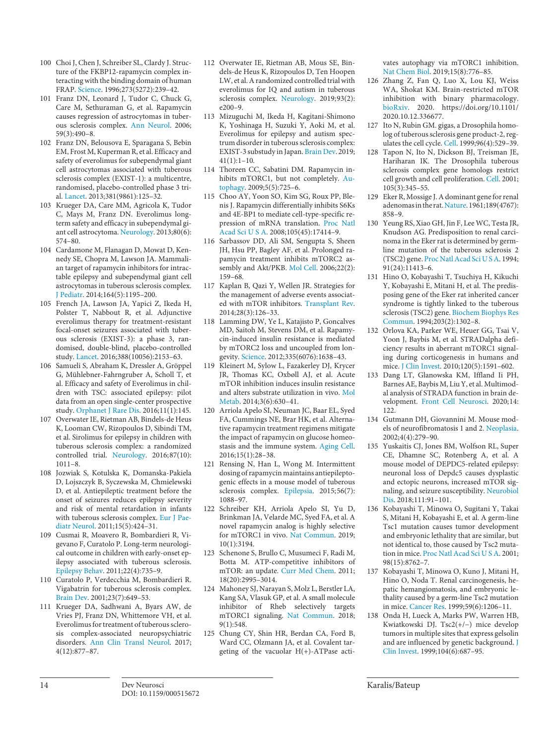100 Choi J, Chen J, Schreiber SL, Clardy J. Structure of the FKBP12-rapamycin complex interacting with the binding domain of human FRAP. Science. 1996;273(5272):239–42.

101 Franz DN, Leonard J, Tudor C, Chuck G, Care M, Sethuraman G, et al. Rapamycin causes regression of astrocytomas in tuberous sclerosis complex. Ann Neurol. 2006;59(3):490–8.

102 Franz DN, Belousova E, Sparagana S, Bebin EM, Frost M, Kuperman R, et al. Efficacy and safety of everolimus for subependymal giant cell astrocytomas associated with tuberous sclerosis complex (EXIST-1): a multicentre, randomised, placebo-controlled phase 3 trial. Lancet. 2013;381(9861):125–32.

103 Krueger DA, Care MM, Agricola K, Tudor C, Mays M, Franz DN. Everolimus long-term safety and efficacy in subependymal giant cell astrocytoma. Neurology. 2013;80(6):574–80.

104 Cardamone M, Flanagan D, Mowat D, Kennedy SE, Chopra M, Lawson JA. Mammalian target of rapamycin inhibitors for intractable epilepsy and subependymal giant cell astrocytomas in tuberous sclerosis complex. J Pediatr. 2014;164(5):1195–200.

105 French JA, Lawson JA, Yapici Z, Ikeda H, Polster T, Nabbout R, et al. Adjunctive everolimus therapy for treatment-resistant focal-onset seizures associated with tuberous sclerosis (EXIST-3): a phase 3, randomised, double-blind, placebo-controlled study. Lancet. 2016;388(10056):2153–63.

106 Samueli S, Abraham K, Dressler A, Gröppel G, Mühlebner-Fahrngruber A, Scholl T, et al. Efficacy and safety of Everolimus in children with TSC: associated epilepsy: pilot data from an open single-center prospective study. Orphanet J Rare Dis. 2016;11(1):145.

107 Overwater IE, Rietman AB, Bindels-de Heus K, Looman CW, Rizopoulos D, Sibindi TM, et al. Sirolimus for epilepsy in children with tuberous sclerosis complex: a randomized controlled trial. Neurology. 2016;87(10):1011–8.

108 Jozwiak S, Kotulska K, Domanska-Pakiela D, Lojszczyk B, Syczewska M, Chmielewski D, et al. Antiepileptic treatment before the onset of seizures reduces epilepsy severity and risk of mental retardation in infants with tuberous sclerosis complex. Eur J Paediatr Neurol. 2011;15(5):424–31.

109 Cusmai R, Moavero R, Bombardieri R, Vigevano F, Curatolo P. Long-term neurological outcome in children with early-onset epilepsy associated with tuberous sclerosis. Epilepsy Behav. 2011;22(4):735–9.

110 Curatolo P, Verdecchia M, Bombardieri R. Vigabatrin for tuberous sclerosis complex. Brain Dev. 2001;23(7):649–53.

111 Krueger DA, Sadhwani A, Byars AW, de Vries PJ, Franz DN, Whittemore VH, et al. Everolimus for treatment of tuberous sclerosis complex-associated neuropsychiatric disorders. Ann Clin Transl Neurol. 2017;4(12):877–87.

112 Overwater IE, Rietman AB, Mous SE, Bindels-de Heus K, Rizopoulos D, Ten Hoopen LW, et al. A randomized controlled trial with everolimus for IQ and autism in tuberous sclerosis complex. Neurology. 2019;93(2):e200–9.

113 Mizuguchi M, Ikeda H, Kagitani-Shimono K, Yoshinaga H, Suzuki Y, Aoki M, et al. Everolimus for epilepsy and autism spectrum disorder in tuberous sclerosis complex: EXIST-3 substudy in Japan. Brain Dev. 2019;41(1):1–10.

114 Thoreen CC, Sabatini DM. Rapamycin inhibits mTORC1, but not completely. Autophagy. 2009;5(5):725–6.

115 Choo AY, Yoon SO, Kim SG, Roux PP, Blenis J. Rapamycin differentially inhibits S6Ks and 4E-BP1 to mediate cell-type-specific repression of mRNA translation. Proc Natl Acad Sci U S A. 2008;105(45):17414–9.

116 Sarbassov DD, Ali SM, Sengupta S, Sheen JH, Hsu PP, Bagley AF, et al. Prolonged rapamycin treatment inhibits mTORC2 assembly and Akt/PKB. Mol Cell. 2006;22(2):159–68.

117 Kaplan B, Qazi Y, Wellen JR. Strategies for the management of adverse events associated with mTOR inhibitors. Transplant Rev. 2014;28(3):126–33.

118 Lamming DW, Ye L, Katajisto P, Goncalves MD, Saitoh M, Stevens DM, et al. Rapamycin-induced insulin resistance is mediated by mTORC2 loss and uncoupled from longevity. Science. 2012;335(6076):1638–43.

119 Kleinert M, Sylow L, Fazakerley DJ, Krycer JR, Thomas KC, Oxbøll AJ, et al. Acute mTOR inhibition induces insulin resistance and alters substrate utilization in vivo. Mol Metab. 2014;3(6):630–41.

120 Arriola Apelo SI, Neuman JC, Baar EL, Syed FA, Cummings NE, Brar HK, et al. Alternative rapamycin treatment regimens mitigate the impact of rapamycin on glucose homeostasis and the immune system. Aging Cell. 2016;15(1):28–38.

121 Rensing N, Han L, Wong M. Intermittent dosing of rapamycin maintains antiepileptogenic effects in a mouse model of tuberous sclerosis complex. Epilepsia. 2015;56(7):1088–97.

122 Schreiber KH, Arriola Apelo SI, Yu D, Brinkman JA, Velarde MC, Syed FA, et al. A novel rapamycin analog is highly selective for mTORC1 in vivo. Nat Commun. 2019;10(1):3194.

123 Schenone S, Brullo C, Musumeci F, Radi M, Botta M. ATP-competitive inhibitors of mTOR: an update. Curr Med Chem. 2011;18(20):2995–3014.

124 Mahoney SJ, Narayan S, Molz L, Berstler LA, Kang SA, Vlasuk GP, et al. A small molecule inhibitor of Rheb selectively targets mTORC1 signaling. Nat Commun. 2018;9(1):548.

125 Chung CY, Shin HR, Berdan CA, Ford B, Ward CC, Olzmann JA, et al. Covalent targeting of the vacuolar H(+)-ATPase activates autophagy via mTORC1 inhibition. Nat Chem Biol. 2019;15(8):776–85.

126 Zhang Z, Fan Q, Luo X, Lou KJ, Weiss WA, Shokat KM. Brain-restricted mTOR inhibition with binary pharmacology. bioRxiv. 2020. https://doi.org/10.1101/2020.10.12.336677.

127 Ito N, Rubin GM. gigas, a Drosophila homolog of tuberous sclerosis gene product-2, regulates the cell cycle. Cell. 1999;96(4):529–39.

128 Tapon N, Ito N, Dickson BJ, Treisman JE, Hariharan IK. The Drosophila tuberous sclerosis complex gene homologs restrict cell growth and cell proliferation. Cell. 2001;105(3):345–55.

129 Eker R, Mossige J. A dominant gene for renal adenomas in the rat. Nature. 1961;189(4767):858–9.

130 Yeung RS, Xiao GH, Jin F, Lee WC, Testa JR, Knudson AG. Predisposition to renal carcinoma in the Eker rat is determined by germline mutation of the tuberous sclerosis 2 (TSC2) gene. Proc Natl Acad Sci U S A. 1994;91(24):11413–6.

131 Hino O, Kobayashi T, Tsuchiya H, Kikuchi Y, Kobayashi E, Mitani H, et al. The predisposing gene of the Eker rat inherited cancer syndrome is tightly linked to the tuberous sclerosis (TSC2) gene. Biochem Biophys Res Commun. 1994;203(2):1302–8.

132 Orlova KA, Parker WE, Heuer GG, Tsai V, Yoon J, Baybis M, et al. STRADalpha deficiency results in aberrant mTORC1 signaling during corticogenesis in humans and mice. J Clin Invest. 2010;120(5):1591–602.

133 Dang LT, Glanowska KM, Iffland Ii PH, Barnes AE, Baybis M, Liu Y, et al. Multimodal analysis of STRADA function in brain development. Front Cell Neurosci. 2020;14:122.

134 Gutmann DH, Giovannini M. Mouse models of neurofibromatosis 1 and 2. Neoplasia. 2002;4(4):279–90.

135 Yuskaitis CJ, Jones BM, Wolfson RL, Super CE, Dhamne SC, Rotenberg A, et al. A mouse model of DEPDC5-related epilepsy: neuronal loss of Depdc5 causes dysplastic and ectopic neurons, increased mTOR signaling, and seizure susceptibility. Neurobiol Dis. 2018;111:91–101.

136 Kobayashi T, Minowa O, Sugitani Y, Takai S, Mitani H, Kobayashi E, et al. A germ-line Tsc1 mutation causes tumor development and embryonic lethality that are similar, but not identical to, those caused by Tsc2 mutation in mice. Proc Natl Acad Sci U S A. 2001;98(15):8762–7.

137 Kobayashi T, Minowa O, Kuno J, Mitani H, Hino O, Noda T. Renal carcinogenesis, hepatic hemangiomatosis, and embryonic lethality caused by a germ-line Tsc2 mutation in mice. Cancer Res. 1999;59(6):1206–11.

138 Onda H, Lueck A, Marks PW, Warren HB, Kwiatkowski DJ. Tsc2(+/−) mice develop tumors in multiple sites that express gelsolin and are influenced by genetic background. J Clin Invest. 1999;104(6):687–95.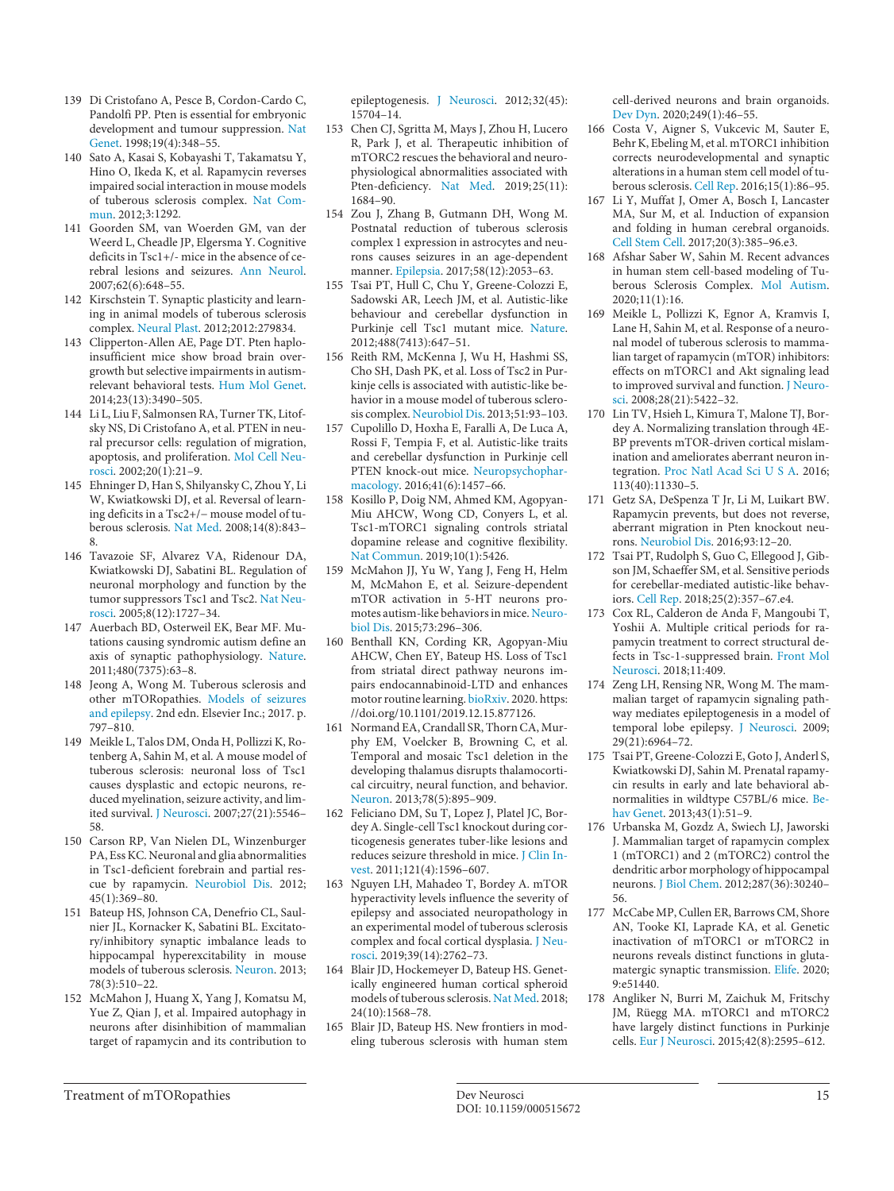139 Di Cristofano A, Pesce B, Cordon-Cardo C, Pandolfi PP. Pten is essential for embryonic development and tumour suppression. Nat Genet. 1998;19(4):348–55.

140 Sato A, Kasai S, Kobayashi T, Takamatsu Y, Hino O, Ikeda K, et al. Rapamycin reverses impaired social interaction in mouse models of tuberous sclerosis complex. Nat Commun. 2012;3:1292.

141 Goorden SM, van Woerden GM, van der Weerd L, Cheadle JP, Elgersma Y. Cognitive deficits in Tsc1+/- mice in the absence of cerebral lesions and seizures. Ann Neurol. 2007;62(6):648–55.

142 Kirschstein T. Synaptic plasticity and learning in animal models of tuberous sclerosis complex. Neural Plast. 2012;2012:279834.

143 Clipperton-Allen AE, Page DT. Pten haploinsufficient mice show broad brain overgrowth but selective impairments in autism-relevant behavioral tests. Hum Mol Genet. 2014;23(13):3490–505.

144 Li L, Liu F, Salmonsen RA, Turner TK, Litofsky NS, Di Cristofano A, et al. PTEN in neural precursor cells: regulation of migration, apoptosis, and proliferation. Mol Cell Neurosci. 2002;20(1):21–9.

145 Ehninger D, Han S, Shilyansky C, Zhou Y, Li W, Kwiatkowski DJ, et al. Reversal of learning deficits in a Tsc2+/− mouse model of tuberous sclerosis. Nat Med. 2008;14(8):843–8.

146 Tavazoie SF, Alvarez VA, Ridenour DA, Kwiatkowski DJ, Sabatini BL. Regulation of neuronal morphology and function by the tumor suppressors Tsc1 and Tsc2. Nat Neurosci. 2005;8(12):1727–34.

147 Auerbach BD, Osterweil EK, Bear MF. Mutations causing syndromic autism define an axis of synaptic pathophysiology. Nature. 2011;480(7375):63–8.

148 Jeong A, Wong M. Tuberous sclerosis and other mTORopathies. Models of seizures and epilepsy. 2nd edn. Elsevier Inc.; 2017. p. 797–810.

149 Meikle L, Talos DM, Onda H, Pollizzi K, Rotenberg A, Sahin M, et al. A mouse model of tuberous sclerosis: neuronal loss of Tsc1 causes dysplastic and ectopic neurons, reduced myelination, seizure activity, and limited survival. J Neurosci. 2007;27(21):5546–58.

150 Carson RP, Van Nielen DL, Winzenburger PA, Ess KC. Neuronal and glia abnormalities in Tsc1-deficient forebrain and partial rescue by rapamycin. Neurobiol Dis. 2012;45(1):369–80.

151 Bateup HS, Johnson CA, Denefrio CL, Saulnier JL, Kornacker K, Sabatini BL. Excitatory/inhibitory synaptic imbalance leads to hippocampal hyperexcitability in mouse models of tuberous sclerosis. Neuron. 2013;78(3):510–22.

152 McMahon J, Huang X, Yang J, Komatsu M, Yue Z, Qian J, et al. Impaired autophagy in neurons after disinhibition of mammalian target of rapamycin and its contribution to epileptogenesis. J Neurosci. 2012;32(45):15704–14.

153 Chen CJ, Sgritta M, Mays J, Zhou H, Lucero R, Park J, et al. Therapeutic inhibition of mTORC2 rescues the behavioral and neurophysiological abnormalities associated with Pten-deficiency. Nat Med. 2019;25(11):1684–90.

154 Zou J, Zhang B, Gutmann DH, Wong M. Postnatal reduction of tuberous sclerosis complex 1 expression in astrocytes and neurons causes seizures in an age-dependent manner. Epilepsia. 2017;58(12):2053–63.

155 Tsai PT, Hull C, Chu Y, Greene-Colozzi E, Sadowski AR, Leech JM, et al. Autistic-like behaviour and cerebellar dysfunction in Purkinje cell Tsc1 mutant mice. Nature. 2012;488(7413):647–51.

156 Reith RM, McKenna J, Wu H, Hashmi SS, Cho SH, Dash PK, et al. Loss of Tsc2 in Purkinje cells is associated with autistic-like behavior in a mouse model of tuberous sclerosis complex. Neurobiol Dis. 2013;51:93–103.

157 Cupolillo D, Hoxha E, Faralli A, De Luca A, Rossi F, Tempia F, et al. Autistic-like traits and cerebellar dysfunction in Purkinje cell PTEN knock-out mice. Neuropsychopharmacology. 2016;41(6):1457–66.

158 Kosillo P, Doig NM, Ahmed KM, Agopyan-Miu AHCW, Wong CD, Conyers L, et al. Tsc1-mTORC1 signaling controls striatal dopamine release and cognitive flexibility. Nat Commun. 2019;10(1):5426.

159 McMahon JJ, Yu W, Yang J, Feng H, Helm M, McMahon E, et al. Seizure-dependent mTOR activation in 5-HT neurons promotes autism-like behaviors in mice. Neurobiol Dis. 2015;73:296–306.

160 Benthall KN, Cording KR, Agopyan-Miu AHCW, Chen EY, Bateup HS. Loss of Tsc1 from striatal direct pathway neurons impairs endocannabinoid-LTD and enhances motor routine learning. bioRxiv. 2020. https://doi.org/10.1101/2019.12.15.877126.

161 Normand EA, Crandall SR, Thorn CA, Murphy EM, Voelcker B, Browning C, et al. Temporal and mosaic Tsc1 deletion in the developing thalamus disrupts thalamocortical circuitry, neural function, and behavior. Neuron. 2013;78(5):895–909.

162 Feliciano DM, Su T, Lopez J, Platel JC, Bordey A. Single-cell Tsc1 knockout during corticogenesis generates tuber-like lesions and reduces seizure threshold in mice. J Clin Invest. 2011;121(4):1596–607.

163 Nguyen LH, Mahadeo T, Bordey A. mTOR hyperactivity levels influence the severity of epilepsy and associated neuropathology in an experimental model of tuberous sclerosis complex and focal cortical dysplasia. J Neurosci. 2019;39(14):2762–73.

164 Blair JD, Hockemeyer D, Bateup HS. Genetically engineered human cortical spheroid models of tuberous sclerosis. Nat Med. 2018;24(10):1568–78.

165 Blair JD, Bateup HS. New frontiers in modeling tuberous sclerosis with human stem cell-derived neurons and brain organoids. Dev Dyn. 2020;249(1):46–55.

166 Costa V, Aigner S, Vukcevic M, Sauter E, Behr K, Ebeling M, et al. mTORC1 inhibition corrects neurodevelopmental and synaptic alterations in a human stem cell model of tuberous sclerosis. Cell Rep. 2016;15(1):86–95.

167 Li Y, Muffat J, Omer A, Bosch I, Lancaster MA, Sur M, et al. Induction of expansion and folding in human cerebral organoids. Cell Stem Cell. 2017;20(3):385–96.e3.

168 Afshar Saber W, Sahin M. Recent advances in human stem cell-based modeling of Tuberous Sclerosis Complex. Mol Autism. 2020;11(1):16.

169 Meikle L, Pollizzi K, Egnor A, Kramvis I, Lane H, Sahin M, et al. Response of a neuronal model of tuberous sclerosis to mammalian target of rapamycin (mTOR) inhibitors: effects on mTORC1 and Akt signaling lead to improved survival and function. J Neurosci. 2008;28(21):5422–32.

170 Lin TV, Hsieh L, Kimura T, Malone TJ, Bordey A. Normalizing translation through 4E-BP prevents mTOR-driven cortical mislamination and ameliorates aberrant neuron integration. Proc Natl Acad Sci U S A. 2016;113(40):11330–5.

171 Getz SA, DeSpenza T Jr, Li M, Luikart BW. Rapamycin prevents, but does not reverse, aberrant migration in Pten knockout neurons. Neurobiol Dis. 2016;93:12–20.

172 Tsai PT, Rudolph S, Guo C, Ellegood J, Gibson JM, Schaeffer SM, et al. Sensitive periods for cerebellar-mediated autistic-like behaviors. Cell Rep. 2018;25(2):357–67.e4.

173 Cox RL, Calderon de Anda F, Mangoubi T, Yoshii A. Multiple critical periods for rapamycin treatment to correct structural defects in Tsc-1-suppressed brain. Front Mol Neurosci. 2018;11:409.

174 Zeng LH, Rensing NR, Wong M. The mammalian target of rapamycin signaling pathway mediates epileptogenesis in a model of temporal lobe epilepsy. J Neurosci. 2009;29(21):6964–72.

175 Tsai PT, Greene-Colozzi E, Goto J, Anderl S, Kwiatkowski DJ, Sahin M. Prenatal rapamycin results in early and late behavioral abnormalities in wildtype C57BL/6 mice. Behav Genet. 2013;43(1):51–9.

176 Urbanska M, Gozdz A, Swiech LJ, Jaworski J. Mammalian target of rapamycin complex 1 (mTORC1) and 2 (mTORC2) control the dendritic arbor morphology of hippocampal neurons. J Biol Chem. 2012;287(36):30240–56.

177 McCabe MP, Cullen ER, Barrows CM, Shore AN, Tooke KI, Laprade KA, et al. Genetic inactivation of mTORC1 or mTORC2 in neurons reveals distinct functions in glutamatergic synaptic transmission. Elife. 2020;9:e51440.

178 Angliker N, Burri M, Zaichuk M, Fritschy JM, Rüegg MA. mTORC1 and mTORC2 have largely distinct functions in Purkinje cells. Eur J Neurosci. 2015;42(8):2595–612.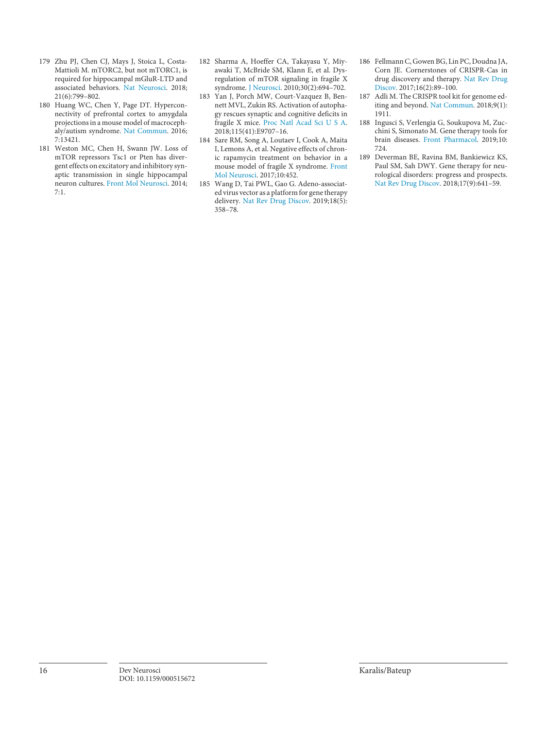179 Zhu PJ, Chen CJ, Mays J, Stoica L, Costa-Mattioli M. mTORC2, but not mTORC1, is required for hippocampal mGluR-LTD and associated behaviors. Nat Neurosci. 2018; 21(6):799–802.

180 Huang WC, Chen Y, Page DT. Hyperconnectivity of prefrontal cortex to amygdala projections in a mouse model of macrocephaly/autism syndrome. Nat Commun. 2016; 7:13421.

181 Weston MC, Chen H, Swann JW. Loss of mTOR repressors Tsc1 or Pten has divergent effects on excitatory and inhibitory synaptic transmission in single hippocampal neuron cultures. Front Mol Neurosci. 2014; 7:1.

182 Sharma A, Hoeffer CA, Takayasu Y, Miyawaki T, McBride SM, Klann E, et al. Dysregulation of mTOR signaling in fragile X syndrome. J Neurosci. 2010;30(2):694–702.

183 Yan J, Porch MW, Court-Vazquez B, Bennett MVL, Zukin RS. Activation of autophagy rescues synaptic and cognitive deficits in fragile X mice. Proc Natl Acad Sci U S A. 2018;115(41):E9707–16.

184 Sare RM, Song A, Loutaev I, Cook A, Maita I, Lemons A, et al. Negative effects of chronic rapamycin treatment on behavior in a mouse model of fragile X syndrome. Front Mol Neurosci. 2017;10:452.

185 Wang D, Tai PWL, Gao G. Adeno-associated virus vector as a platform for gene therapy delivery. Nat Rev Drug Discov. 2019;18(5): 358–78.

186 Fellmann C, Gowen BG, Lin PC, Doudna JA, Corn JE. Cornerstones of CRISPR-Cas in drug discovery and therapy. Nat Rev Drug Discov. 2017;16(2):89–100.

187 Adli M. The CRISPR tool kit for genome editing and beyond. Nat Commun. 2018;9(1): 1911.

188 Ingusci S, Verlengia G, Soukupova M, Zucchini S, Simonato M. Gene therapy tools for brain diseases. Front Pharmacol. 2019;10: 724.

189 Deverman BE, Ravina BM, Bankiewicz KS, Paul SM, Sah DWY. Gene therapy for neurological disorders: progress and prospects. Nat Rev Drug Discov. 2018;17(9):641–59.